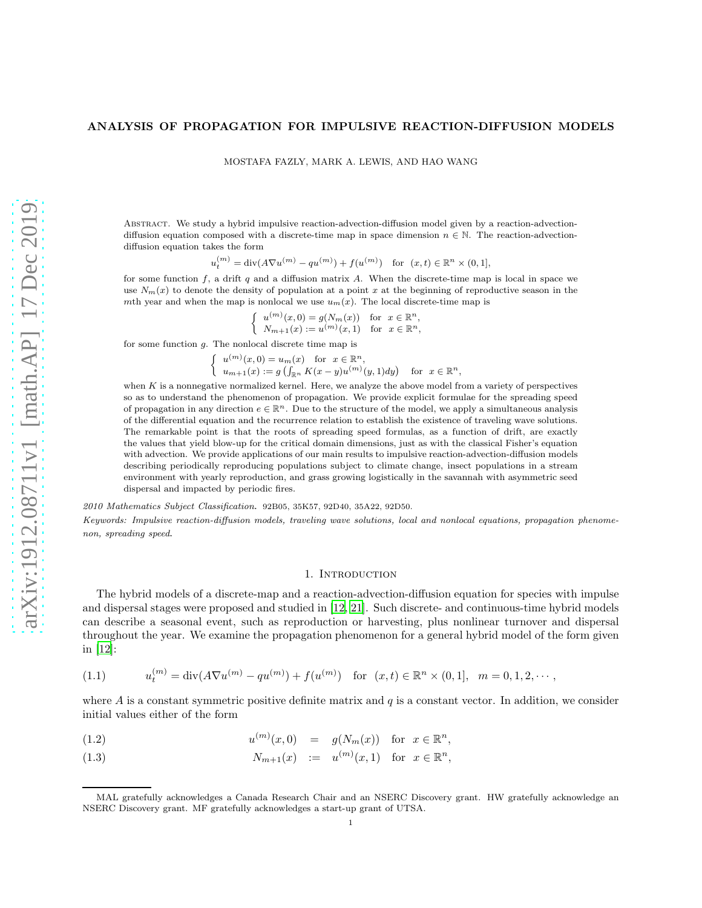# ANALYSIS OF PROPAGATION FOR IMPULSIVE REACTION-DIFFUSION MODELS

MOSTAFA FAZLY, MARK A. LEWIS, AND HAO WANG

Abstract. We study a hybrid impulsive reaction-advection-diffusion model given by a reaction-advection-diffusion equation composed with a discrete-time map in space dimension $n \in \mathbb{N}$. The reaction-advection-diffusion equation takes the form

$$u_t^{(m)} = \operatorname{div}(A\nabla u^{(m)} - qu^{(m)}) + f(u^{(m)}) \quad \text{for} \quad (x,t) \in \mathbb{R}^n \times (0,1],$$

for some function $f$, a drift $q$ and a diffusion matrix $A$. When the discrete-time map is local in space we use $N_m(x)$ to denote the density of population at a point $x$ at the beginning of reproductive season in the $m$th year and when the map is nonlocal we use $u_m(x)$. The local discrete-time map is

$$\begin{cases} u^{(m)}(x,0) = g(N_m(x)) & \text{for} \quad x \in \mathbb{R}^n, \\ N_{m+1}(x) := u^{(m)}(x,1) & \text{for} \quad x \in \mathbb{R}^n, \end{cases}$$

for some function $g$. The nonlocal discrete time map is

$$\begin{cases} u^{(m)}(x,0) = u_m(x) & \text{for} \quad x \in \mathbb{R}^n, \\ u_{m+1}(x) := g\left(\int_{\mathbb{R}^n} K(x-y)u^{(m)}(y,1)dy\right) & \text{for} \quad x \in \mathbb{R}^n, \end{cases}$$

when $K$ is a nonnegative normalized kernel. Here, we analyze the above model from a variety of perspectives so as to understand the phenomenon of propagation. We provide explicit formulae for the spreading speed of propagation in any direction $e \in \mathbb{R}^n$. Due to the structure of the model, we apply a simultaneous analysis of the differential equation and the recurrence relation to establish the existence of traveling wave solutions. The remarkable point is that the roots of spreading speed formulas, as a function of drift, are exactly the values that yield blow-up for the critical domain dimensions, just as with the classical Fisher's equation with advection. We provide applications of our main results to impulsive reaction-advection-diffusion models describing periodically reproducing populations subject to climate change, insect populations in a stream environment with yearly reproduction, and grass growing logistically in the savannah with asymmetric seed dispersal and impacted by periodic fires.

*2010 Mathematics Subject Classification.* 92B05, 35K57, 92D40, 35A22, 92D50.

*Keywords: Impulsive reaction-diffusion models, traveling wave solutions, local and nonlocal equations, propagation phenomenon, spreading speed.*

## 1. Introduction

The hybrid models of a discrete-map and a reaction-advection-diffusion equation for species with impulse and dispersal stages were proposed and studied in [12, 21]. Such discrete- and continuous-time hybrid models can describe a seasonal event, such as reproduction or harvesting, plus nonlinear turnover and dispersal throughout the year. We examine the propagation phenomenon for a general hybrid model of the form given in [12]:

$$u_t^{(m)} = \operatorname{div}(A\nabla u^{(m)} - qu^{(m)}) + f(u^{(m)}) \quad \text{for} \quad (x,t) \in \mathbb{R}^n \times (0,1], \quad m = 0,1,2,\cdots, \tag{1.1}$$

where $A$ is a constant symmetric positive definite matrix and $q$ is a constant vector. In addition, we consider initial values either of the form

$$u^{(m)}(x,0) = g(N_m(x)) \quad \text{for} \quad x \in \mathbb{R}^n, \tag{1.2}$$

$$N_{m+1}(x) := u^{(m)}(x,1) \quad \text{for} \quad x \in \mathbb{R}^n, \tag{1.3}$$

MAL gratefully acknowledges a Canada Research Chair and an NSERC Discovery grant. HW gratefully acknowledge an NSERC Discovery grant. MF gratefully acknowledges a start-up grant of UTSA.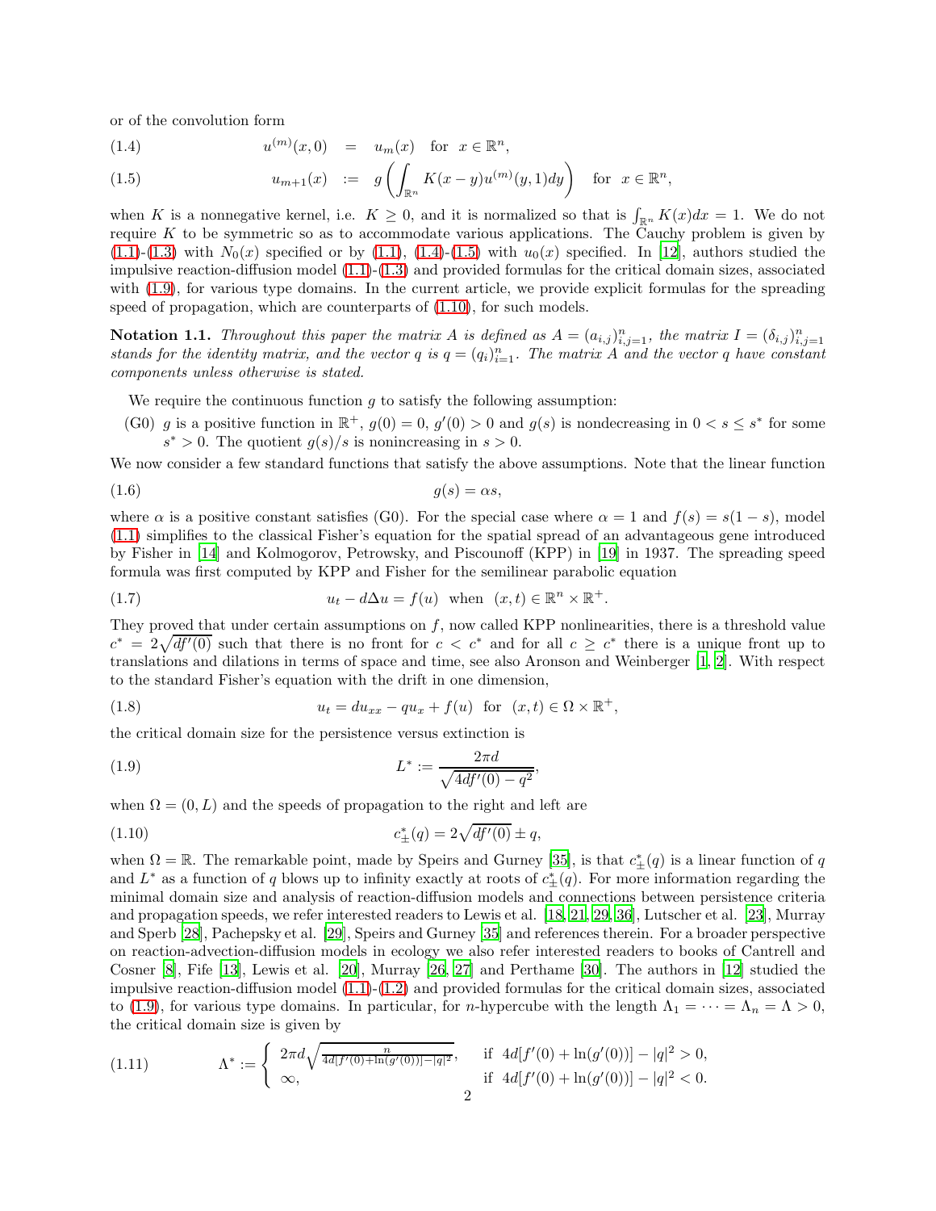or of the convolution form

$$
\begin{aligned}
(1.4) \qquad & u^{(m)}(x,0) &=& \quad u_m(x) \quad \text{for} \;\; x\in\mathbb{R}^n, \\
(1.5) \qquad & u_{m+1}(x) &:=& \quad g\left(\int_{\mathbb{R}^n} K(x-y)u^{(m)}(y,1)dy\right) \quad \text{for} \;\; x\in\mathbb{R}^n,
\end{aligned}
$$

when $K$ is a nonnegative kernel, i.e. $K\ge 0$, and it is normalized so that is $\int_{\mathbb{R}^n} K(x)dx = 1$. We do not require $K$ to be symmetric so as to accommodate various applications. The Cauchy problem is given by (1.1)-(1.3) with $N_0(x)$ specified or by (1.1), (1.4)-(1.5) with $u_0(x)$ specified. In [12], authors studied the impulsive reaction-diffusion model (1.1)-(1.3) and provided formulas for the critical domain sizes, associated with (1.9), for various type domains. In the current article, we provide explicit formulas for the spreading speed of propagation, which are counterparts of (1.10), for such models.

**Notation 1.1.** *Throughout this paper the matrix $A$ is defined as $A=(a_{i,j})_{i,j=1}^n$, the matrix $I=(\delta_{i,j})_{i,j=1}^n$ stands for the identity matrix, and the vector $q$ is $q=(q_i)_{i=1}^n$. The matrix $A$ and the vector $q$ have constant components unless otherwise is stated.*

We require the continuous function $g$ to satisfy the following assumption:

(G0) $g$ is a positive function in $\mathbb{R}^+$, $g(0)=0$, $g'(0)>0$ and $g(s)$ is nondecreasing in $0<s\le s^*$ for some $s^*>0$. The quotient $g(s)/s$ is nonincreasing in $s>0$.

We now consider a few standard functions that satisfy the above assumptions. Note that the linear function

$$
g(s)=\alpha s, \tag{1.6}
$$

where $\alpha$ is a positive constant satisfies (G0). For the special case where $\alpha=1$ and $f(s)=s(1-s)$, model (1.1) simplifies to the classical Fisher's equation for the spatial spread of an advantageous gene introduced by Fisher in [14] and Kolmogorov, Petrowsky, and Piscounoff (KPP) in [19] in 1937. The spreading speed formula was first computed by KPP and Fisher for the semilinear parabolic equation

$$
u_t - d\Delta u = f(u) \quad \text{when} \;\; (x,t)\in\mathbb{R}^n\times\mathbb{R}^+. \tag{1.7}
$$

They proved that under certain assumptions on $f$, now called KPP nonlinearities, there is a threshold value $c^* = 2\sqrt{df'(0)}$ such that there is no front for $c<c^*$ and for all $c\ge c^*$ there is a unique front up to translations and dilations in terms of space and time, see also Aronson and Weinberger [1, 2]. With respect to the standard Fisher's equation with the drift in one dimension,

$$
u_t = du_{xx} - qu_x + f(u) \quad \text{for} \;\; (x,t)\in\Omega\times\mathbb{R}^+, \tag{1.8}
$$

the critical domain size for the persistence versus extinction is

$$
L^* := \frac{2\pi d}{\sqrt{4df'(0)-q^2}}, \tag{1.9}
$$

when $\Omega=(0,L)$ and the speeds of propagation to the right and left are

$$
c^*_{\pm}(q) = 2\sqrt{df'(0)} \pm q, \tag{1.10}
$$

when $\Omega=\mathbb{R}$. The remarkable point, made by Speirs and Gurney [35], is that $c^*_{\pm}(q)$ is a linear function of $q$ and $L^*$ as a function of $q$ blows up to infinity exactly at roots of $c^*_{\pm}(q)$. For more information regarding the minimal domain size and analysis of reaction-diffusion models and connections between persistence criteria and propagation speeds, we refer interested readers to Lewis et al. [18, 21, 29, 36], Lutscher et al. [23], Murray and Sperb [28], Pachepsky et al. [29], Speirs and Gurney [35] and references therein. For a broader perspective on reaction-advection-diffusion models in ecology we also refer interested readers to books of Cantrell and Cosner [8], Fife [13], Lewis et al. [20], Murray [26, 27] and Perthame [30]. The authors in [12] studied the impulsive reaction-diffusion model (1.1)-(1.2) and provided formulas for the critical domain sizes, associated to (1.9), for various type domains. In particular, for $n$-hypercube with the length $\Lambda_1=\cdots=\Lambda_n=\Lambda>0$, the critical domain size is given by

$$
\Lambda^* := \begin{cases} 2\pi d\sqrt{\frac{n}{4d[f'(0)+\ln(g'(0))]-|q|^2}}, & \text{if} \;\; 4d[f'(0)+\ln(g'(0))]-|q|^2>0, \\ \infty, & \text{if} \;\; 4d[f'(0)+\ln(g'(0))]-|q|^2<0. \end{cases} \tag{1.11}
$$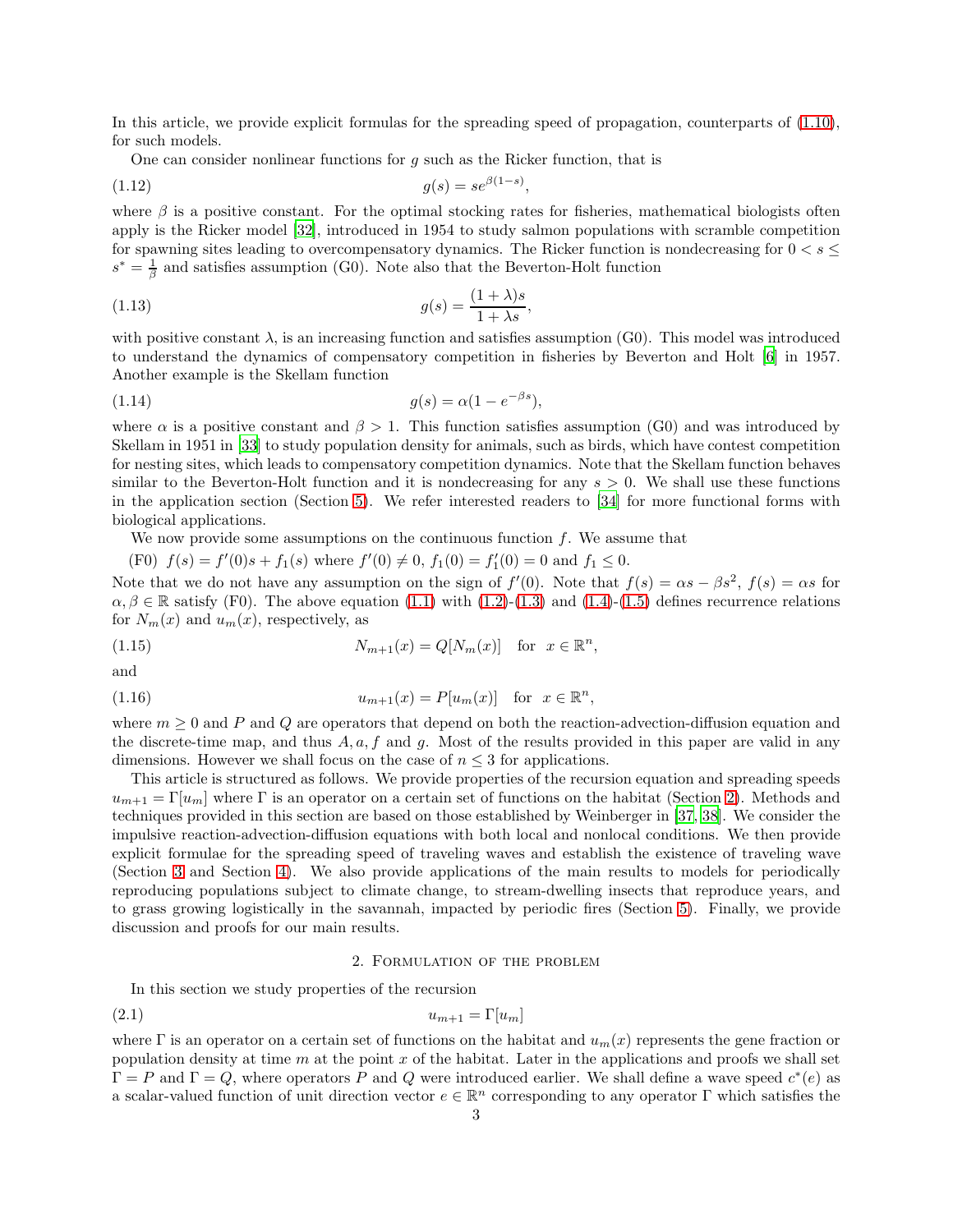In this article, we provide explicit formulas for the spreading speed of propagation, counterparts of (1.10), for such models.

One can consider nonlinear functions for $g$ such as the Ricker function, that is

$$g(s) = se^{\beta(1-s)}, \tag{1.12}$$

where $\beta$ is a positive constant. For the optimal stocking rates for fisheries, mathematical biologists often apply is the Ricker model [32], introduced in 1954 to study salmon populations with scramble competition for spawning sites leading to overcompensatory dynamics. The Ricker function is nondecreasing for $0 < s \le s^* = \frac{1}{\beta}$ and satisfies assumption (G0). Note also that the Beverton-Holt function

$$g(s) = \frac{(1+\lambda)s}{1+\lambda s}, \tag{1.13}$$

with positive constant $\lambda$, is an increasing function and satisfies assumption (G0). This model was introduced to understand the dynamics of compensatory competition in fisheries by Beverton and Holt [6] in 1957. Another example is the Skellam function

$$g(s) = \alpha(1 - e^{-\beta s}), \tag{1.14}$$

where $\alpha$ is a positive constant and $\beta > 1$. This function satisfies assumption (G0) and was introduced by Skellam in 1951 in [33] to study population density for animals, such as birds, which have contest competition for nesting sites, which leads to compensatory competition dynamics. Note that the Skellam function behaves similar to the Beverton-Holt function and it is nondecreasing for any $s > 0$. We shall use these functions in the application section (Section 5). We refer interested readers to [34] for more functional forms with biological applications.

We now provide some assumptions on the continuous function $f$. We assume that

(F0) $f(s) = f'(0)s + f_1(s)$ where $f'(0) \neq 0$, $f_1(0) = f_1'(0) = 0$ and $f_1 \le 0$.

Note that we do not have any assumption on the sign of $f'(0)$. Note that $f(s) = \alpha s - \beta s^2$, $f(s) = \alpha s$ for $\alpha, \beta \in \mathbb{R}$ satisfy (F0). The above equation (1.1) with (1.2)-(1.3) and (1.4)-(1.5) defines recurrence relations for $N_m(x)$ and $u_m(x)$, respectively, as

$$N_{m+1}(x) = Q[N_m(x)] \quad \text{for} \ \ x \in \mathbb{R}^n, \tag{1.15}$$

and

$$u_{m+1}(x) = P[u_m(x)] \quad \text{for} \ \ x \in \mathbb{R}^n, \tag{1.16}$$

where $m \ge 0$ and $P$ and $Q$ are operators that depend on both the reaction-advection-diffusion equation and the discrete-time map, and thus $A, a, f$ and $g$. Most of the results provided in this paper are valid in any dimensions. However we shall focus on the case of $n \le 3$ for applications.

This article is structured as follows. We provide properties of the recursion equation and spreading speeds $u_{m+1} = \Gamma[u_m]$ where $\Gamma$ is an operator on a certain set of functions on the habitat (Section 2). Methods and techniques provided in this section are based on those established by Weinberger in [37, 38]. We consider the impulsive reaction-advection-diffusion equations with both local and nonlocal conditions. We then provide explicit formulae for the spreading speed of traveling waves and establish the existence of traveling wave (Section 3 and Section 4). We also provide applications of the main results to models for periodically reproducing populations subject to climate change, to stream-dwelling insects that reproduce years, and to grass growing logistically in the savannah, impacted by periodic fires (Section 5). Finally, we provide discussion and proofs for our main results.

## 2. Formulation of the problem

In this section we study properties of the recursion

$$u_{m+1} = \Gamma[u_m] \tag{2.1}$$

where $\Gamma$ is an operator on a certain set of functions on the habitat and $u_m(x)$ represents the gene fraction or population density at time $m$ at the point $x$ of the habitat. Later in the applications and proofs we shall set $\Gamma = P$ and $\Gamma = Q$, where operators $P$ and $Q$ were introduced earlier. We shall define a wave speed $c^*(e)$ as a scalar-valued function of unit direction vector $e \in \mathbb{R}^n$ corresponding to any operator $\Gamma$ which satisfies the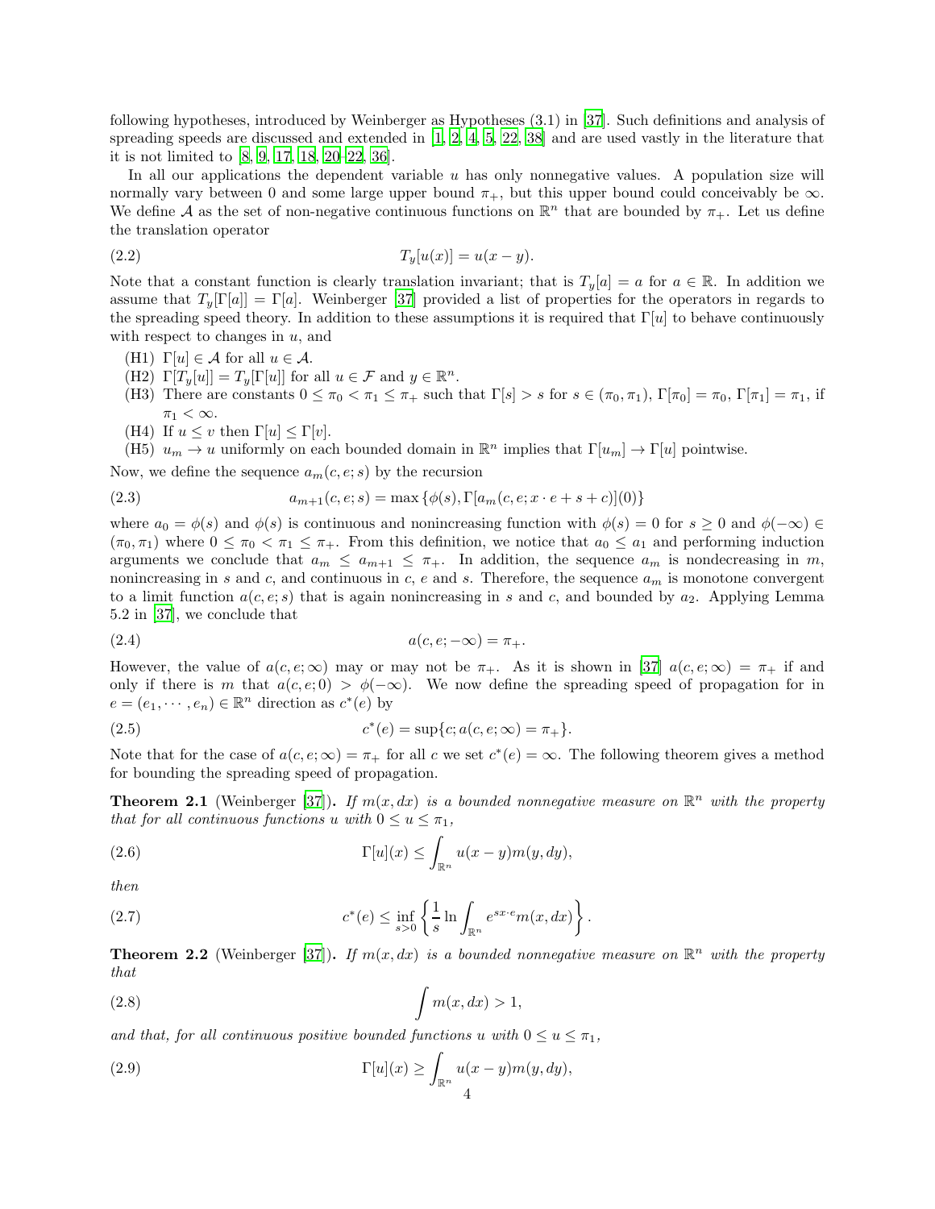following hypotheses, introduced by Weinberger as Hypotheses (3.1) in [37]. Such definitions and analysis of spreading speeds are discussed and extended in [1, 2, 4, 5, 22, 38] and are used vastly in the literature that it is not limited to [8, 9, 17, 18, 20–22, 36].

In all our applications the dependent variable $u$ has only nonnegative values. A population size will normally vary between 0 and some large upper bound $\pi_+$, but this upper bound could conceivably be $\infty$. We define $\mathcal{A}$ as the set of non-negative continuous functions on $\mathbb{R}^n$ that are bounded by $\pi_+$. Let us define the translation operator

$$T_y[u(x)] = u(x-y). \tag{2.2}$$

Note that a constant function is clearly translation invariant; that is $T_y[a] = a$ for $a \in \mathbb{R}$. In addition we assume that $T_y[\Gamma[a]] = \Gamma[a]$. Weinberger [37] provided a list of properties for the operators in regards to the spreading speed theory. In addition to these assumptions it is required that $\Gamma[u]$ to behave continuously with respect to changes in $u$, and

- (H1) $\Gamma[u] \in \mathcal{A}$ for all $u \in \mathcal{A}$.
- (H2) $\Gamma[T_y[u]] = T_y[\Gamma[u]]$ for all $u \in \mathcal{F}$ and $y \in \mathbb{R}^n$.
- (H3) There are constants $0 \le \pi_0 < \pi_1 \le \pi_+$ such that $\Gamma[s] > s$ for $s \in (\pi_0, \pi_1)$, $\Gamma[\pi_0] = \pi_0$, $\Gamma[\pi_1] = \pi_1$, if $\pi_1 < \infty$.
- (H4) If $u \le v$ then $\Gamma[u] \le \Gamma[v]$.
- (H5) $u_m \to u$ uniformly on each bounded domain in $\mathbb{R}^n$ implies that $\Gamma[u_m] \to \Gamma[u]$ pointwise.

Now, we define the sequence $a_m(c, e; s)$ by the recursion

$$a_{m+1}(c, e; s) = \max\left\{\phi(s), \Gamma[a_m(c, e; x \cdot e + s + c)](0)\right\} \tag{2.3}$$

where $a_0 = \phi(s)$ and $\phi(s)$ is continuous and nonincreasing function with $\phi(s) = 0$ for $s \ge 0$ and $\phi(-\infty) \in (\pi_0, \pi_1)$ where $0 \le \pi_0 < \pi_1 \le \pi_+$. From this definition, we notice that $a_0 \le a_1$ and performing induction arguments we conclude that $a_m \le a_{m+1} \le \pi_+$. In addition, the sequence $a_m$ is nondecreasing in $m$, nonincreasing in $s$ and $c$, and continuous in $c$, $e$ and $s$. Therefore, the sequence $a_m$ is monotone convergent to a limit function $a(c, e; s)$ that is again nonincreasing in $s$ and $c$, and bounded by $a_2$. Applying Lemma 5.2 in [37], we conclude that

$$a(c, e; -\infty) = \pi_+. \tag{2.4}$$

However, the value of $a(c, e; \infty)$ may or may not be $\pi_+$. As it is shown in [37] $a(c, e; \infty) = \pi_+$ if and only if there is $m$ that $a(c, e; 0) > \phi(-\infty)$. We now define the spreading speed of propagation for in $e = (e_1, \cdots, e_n) \in \mathbb{R}^n$ direction as $c^*(e)$ by

$$c^*(e) = \sup\{c; a(c, e; \infty) = \pi_+\}. \tag{2.5}$$

Note that for the case of $a(c, e; \infty) = \pi_+$ for all $c$ we set $c^*(e) = \infty$. The following theorem gives a method for bounding the spreading speed of propagation.

**Theorem 2.1** (Weinberger [37]). *If $m(x, dx)$ is a bounded nonnegative measure on $\mathbb{R}^n$ with the property that for all continuous functions $u$ with $0 \le u \le \pi_1$,*

$$\Gamma[u](x) \le \int_{\mathbb{R}^n} u(x-y) m(y, dy), \tag{2.6}$$

*then*

$$c^*(e) \le \inf_{s>0} \left\{ \frac{1}{s} \ln \int_{\mathbb{R}^n} e^{sx\cdot e} m(x, dx) \right\}. \tag{2.7}$$

**Theorem 2.2** (Weinberger [37]). *If $m(x, dx)$ is a bounded nonnegative measure on $\mathbb{R}^n$ with the property that*

$$\int m(x, dx) > 1, \tag{2.8}$$

*and that, for all continuous positive bounded functions $u$ with $0 \le u \le \pi_1$,*

$$\Gamma[u](x) \ge \int_{\mathbb{R}^n} u(x-y) m(y, dy), \tag{2.9}$$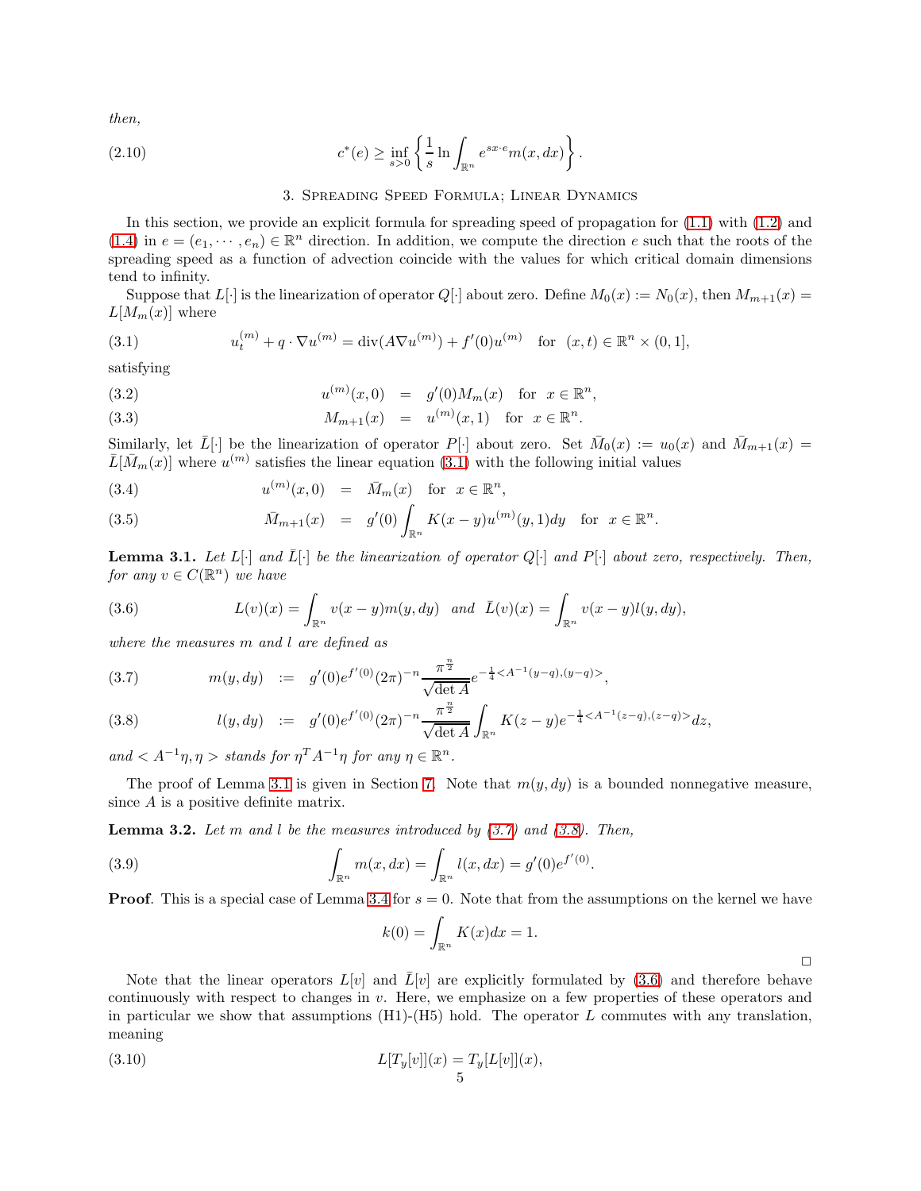then,

$$c^*(e) \geq \inf_{s>0} \left\{ \frac{1}{s} \ln \int_{\mathbb{R}^n} e^{sx\cdot e} m(x, dx) \right\}. \tag{2.10}$$

## 3. Spreading Speed Formula; Linear Dynamics

In this section, we provide an explicit formula for spreading speed of propagation for (1.1) with (1.2) and (1.4) in $e = (e_1, \cdots, e_n) \in \mathbb{R}^n$ direction. In addition, we compute the direction $e$ such that the roots of the spreading speed as a function of advection coincide with the values for which critical domain dimensions tend to infinity.

Suppose that $L[\cdot]$ is the linearization of operator $Q[\cdot]$ about zero. Define $M_0(x) := N_0(x)$, then $M_{m+1}(x) = L[M_m(x)]$ where

$$u_t^{(m)} + q \cdot \nabla u^{(m)} = \operatorname{div}(A \nabla u^{(m)}) + f'(0) u^{(m)} \quad \text{for} \quad (x, t) \in \mathbb{R}^n \times (0, 1], \tag{3.1}$$

satisfying

$$u^{(m)}(x, 0) = g'(0) M_m(x) \quad \text{for} \quad x \in \mathbb{R}^n, \tag{3.2}$$

$$M_{m+1}(x) = u^{(m)}(x, 1) \quad \text{for} \quad x \in \mathbb{R}^n. \tag{3.3}$$

Similarly, let $\bar{L}[\cdot]$ be the linearization of operator $P[\cdot]$ about zero. Set $\bar{M}_0(x) := u_0(x)$ and $\bar{M}_{m+1}(x) = \bar{L}[\bar{M}_m(x)]$ where $u^{(m)}$ satisfies the linear equation (3.1) with the following initial values

$$u^{(m)}(x, 0) = \bar{M}_m(x) \quad \text{for} \quad x \in \mathbb{R}^n, \tag{3.4}$$

$$\bar{M}_{m+1}(x) = g'(0) \int_{\mathbb{R}^n} K(x - y) u^{(m)}(y, 1) dy \quad \text{for} \quad x \in \mathbb{R}^n. \tag{3.5}$$

**Lemma 3.1.** *Let $L[\cdot]$ and $\bar{L}[\cdot]$ be the linearization of operator $Q[\cdot]$ and $P[\cdot]$ about zero, respectively. Then, for any $v \in C(\mathbb{R}^n)$ we have*

$$L(v)(x) = \int_{\mathbb{R}^n} v(x - y) m(y, dy) \quad \text{and} \quad \bar{L}(v)(x) = \int_{\mathbb{R}^n} v(x - y) l(y, dy), \tag{3.6}$$

*where the measures $m$ and $l$ are defined as*

$$m(y, dy) := g'(0) e^{f'(0)} (2\pi)^{-n} \frac{\pi^{\frac{n}{2}}}{\sqrt{\det A}} e^{-\frac{1}{4} < A^{-1}(y-q), (y-q)>}, \tag{3.7}$$

$$l(y, dy) := g'(0) e^{f'(0)} (2\pi)^{-n} \frac{\pi^{\frac{n}{2}}}{\sqrt{\det A}} \int_{\mathbb{R}^n} K(z - y) e^{-\frac{1}{4} < A^{-1}(z-q), (z-q)>} dz, \tag{3.8}$$

*and $< A^{-1}\eta, \eta >$ stands for $\eta^T A^{-1} \eta$ for any $\eta \in \mathbb{R}^n$.*

The proof of Lemma 3.1 is given in Section 7. Note that $m(y, dy)$ is a bounded nonnegative measure, since $A$ is a positive definite matrix.

**Lemma 3.2.** *Let $m$ and $l$ be the measures introduced by (3.7) and (3.8). Then,*

$$\int_{\mathbb{R}^n} m(x, dx) = \int_{\mathbb{R}^n} l(x, dx) = g'(0) e^{f'(0)}. \tag{3.9}$$

**Proof**. This is a special case of Lemma 3.4 for $s = 0$. Note that from the assumptions on the kernel we have

$$k(0) = \int_{\mathbb{R}^n} K(x) dx = 1.$$

□

Note that the linear operators $L[v]$ and $\bar{L}[v]$ are explicitly formulated by (3.6) and therefore behave continuously with respect to changes in $v$. Here, we emphasize on a few properties of these operators and in particular we show that assumptions (H1)-(H5) hold. The operator $L$ commutes with any translation, meaning

$$L[T_y[v]](x) = T_y[L[v]](x), \tag{3.10}$$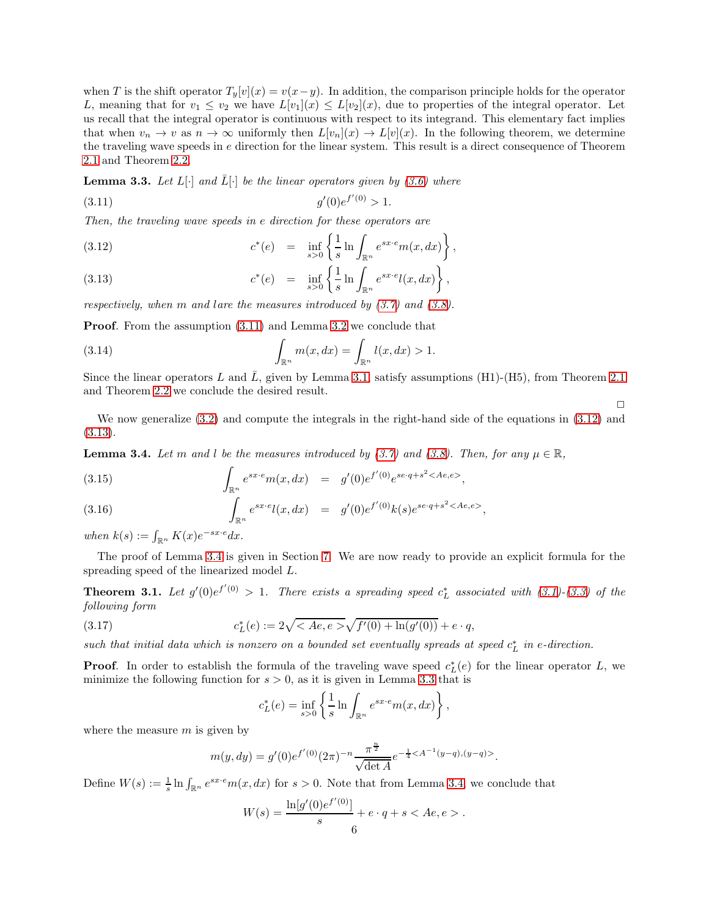when $T$ is the shift operator $T_y[v](x) = v(x-y)$. In addition, the comparison principle holds for the operator $L$, meaning that for $v_1 \leq v_2$ we have $L[v_1](x) \leq L[v_2](x)$, due to properties of the integral operator. Let us recall that the integral operator is continuous with respect to its integrand. This elementary fact implies that when $v_n \to v$ as $n \to \infty$ uniformly then $L[v_n](x) \to L[v](x)$. In the following theorem, we determine the traveling wave speeds in $e$ direction for the linear system. This result is a direct consequence of Theorem 2.1 and Theorem 2.2.

**Lemma 3.3.** *Let $L[\cdot]$ and $\bar{L}[\cdot]$ be the linear operators given by (3.6) where*

$$g'(0)e^{f'(0)} > 1. \tag{3.11}$$

*Then, the traveling wave speeds in $e$ direction for these operators are*

$$c^*(e) = \inf_{s>0} \left\{ \frac{1}{s} \ln \int_{\mathbb{R}^n} e^{sx\cdot e} m(x,dx) \right\}, \tag{3.12}$$

$$c^*(e) = \inf_{s>0} \left\{ \frac{1}{s} \ln \int_{\mathbb{R}^n} e^{sx\cdot e} l(x,dx) \right\}, \tag{3.13}$$

*respectively, when $m$ and $l$ are the measures introduced by (3.7) and (3.8).*

**Proof**. From the assumption (3.11) and Lemma 3.2 we conclude that

$$\int_{\mathbb{R}^n} m(x,dx) = \int_{\mathbb{R}^n} l(x,dx) > 1. \tag{3.14}$$

Since the linear operators $L$ and $\bar{L}$, given by Lemma 3.1, satisfy assumptions (H1)-(H5), from Theorem 2.1 and Theorem 2.2 we conclude the desired result.

□

We now generalize (3.2) and compute the integrals in the right-hand side of the equations in (3.12) and (3.13).

**Lemma 3.4.** *Let $m$ and $l$ be the measures introduced by (3.7) and (3.8). Then, for any $\mu \in \mathbb{R}$,*

$$\int_{\mathbb{R}^n} e^{sx\cdot e} m(x,dx) = g'(0)e^{f'(0)} e^{se\cdot q + s^2 <Ae,e>}, \tag{3.15}$$

$$\int_{\mathbb{R}^n} e^{sx\cdot e} l(x,dx) = g'(0)e^{f'(0)} k(s) e^{se\cdot q + s^2 <Ae,e>}, \tag{3.16}$$

*when $k(s) := \int_{\mathbb{R}^n} K(x) e^{-sx\cdot e} dx$.*

The proof of Lemma 3.4 is given in Section 7. We are now ready to provide an explicit formula for the spreading speed of the linearized model $L$.

**Theorem 3.1.** *Let $g'(0)e^{f'(0)} > 1$. There exists a spreading speed $c^*_L$ associated with (3.1)-(3.3) of the following form*

$$c^*_L(e) := 2\sqrt{<Ae,e>}\sqrt{f'(0) + \ln(g'(0))} + e\cdot q, \tag{3.17}$$

*such that initial data which is nonzero on a bounded set eventually spreads at speed $c^*_L$ in $e$-direction.*

**Proof**. In order to establish the formula of the traveling wave speed $c^*_L(e)$ for the linear operator $L$, we minimize the following function for $s > 0$, as it is given in Lemma 3.3 that is

$$c^*_L(e) = \inf_{s>0} \left\{ \frac{1}{s} \ln \int_{\mathbb{R}^n} e^{sx\cdot e} m(x,dx) \right\},$$

where the measure $m$ is given by

$$m(y,dy) = g'(0)e^{f'(0)}(2\pi)^{-n} \frac{\pi^{\frac{n}{2}}}{\sqrt{\det A}} e^{-\frac{1}{4}<A^{-1}(y-q),(y-q)>}.$$

Define $W(s) := \frac{1}{s} \ln \int_{\mathbb{R}^n} e^{sx\cdot e} m(x,dx)$ for $s > 0$. Note that from Lemma 3.4, we conclude that

$$W(s) = \frac{\ln[g'(0)e^{f'(0)}]}{s} + e\cdot q + s <Ae,e>.$$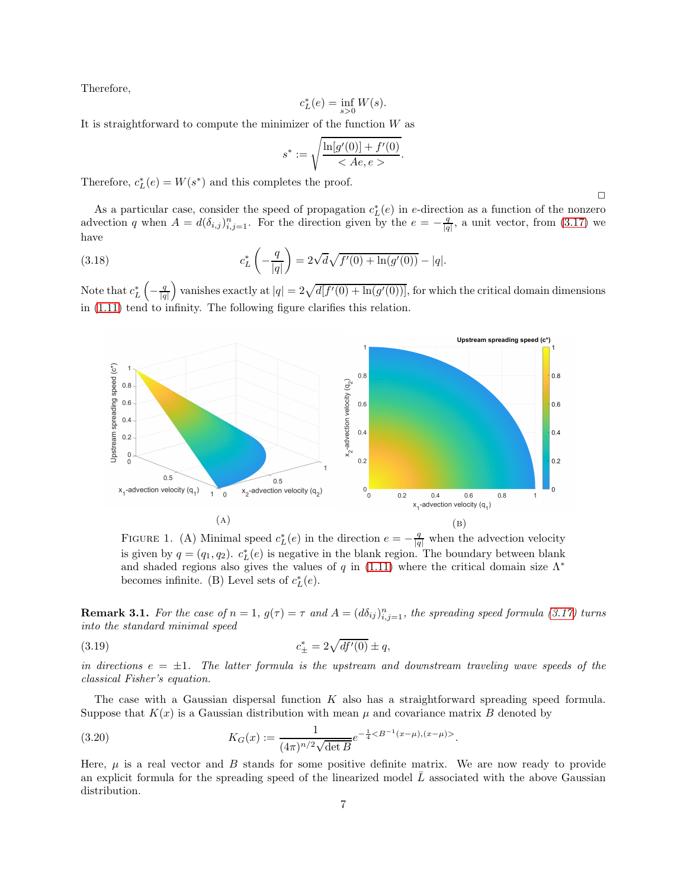Therefore,

$$c_L^*(e) = \inf_{s>0} W(s).$$

It is straightforward to compute the minimizer of the function $W$ as

$$s^* := \sqrt{\frac{\ln[g'(0)] + f'(0)}{< Ae, e >}}.$$

Therefore, $c_L^*(e) = W(s^*)$ and this completes the proof.

□

As a particular case, consider the speed of propagation $c_L^*(e)$ in $e$-direction as a function of the nonzero advection $q$ when $A = d(\delta_{i,j})_{i,j=1}^n$. For the direction given by the $e = -\frac{q}{|q|}$, a unit vector, from (3.17) we have

$$c_L^*\left(-\frac{q}{|q|}\right) = 2\sqrt{d}\sqrt{f'(0) + \ln(g'(0))} - |q|. \tag{3.18}$$

Note that $c_L^*\left(-\frac{q}{|q|}\right)$ vanishes exactly at $|q| = 2\sqrt{d[f'(0) + \ln(g'(0))]}$, for which the critical domain dimensions in (1.11) tend to infinity. The following figure clarifies this relation.

(A) (B)

FIGURE 1. (A) Minimal speed $c_L^*(e)$ in the direction $e = -\frac{q}{|q|}$ when the advection velocity is given by $q = (q_1, q_2)$. $c_L^*(e)$ is negative in the blank region. The boundary between blank and shaded regions also gives the values of $q$ in (1.11) where the critical domain size $\Lambda^*$ becomes infinite. (B) Level sets of $c_L^*(e)$.

**Remark 3.1.** *For the case of $n = 1$, $g(\tau) = \tau$ and $A = (d\delta_{ij})_{i,j=1}^n$, the spreading speed formula (3.17) turns into the standard minimal speed*

$$c_\pm^* = 2\sqrt{df'(0)} \pm q, \tag{3.19}$$

*in directions $e = \pm 1$. The latter formula is the upstream and downstream traveling wave speeds of the classical Fisher's equation.*

The case with a Gaussian dispersal function $K$ also has a straightforward spreading speed formula. Suppose that $K(x)$ is a Gaussian distribution with mean $\mu$ and covariance matrix $B$ denoted by

$$K_G(x) := \frac{1}{(4\pi)^{n/2}\sqrt{\det B}} e^{-\frac{1}{4}<B^{-1}(x-\mu),(x-\mu)>}. \tag{3.20}$$

Here, $\mu$ is a real vector and $B$ stands for some positive definite matrix. We are now ready to provide an explicit formula for the spreading speed of the linearized model $\bar{L}$ associated with the above Gaussian distribution.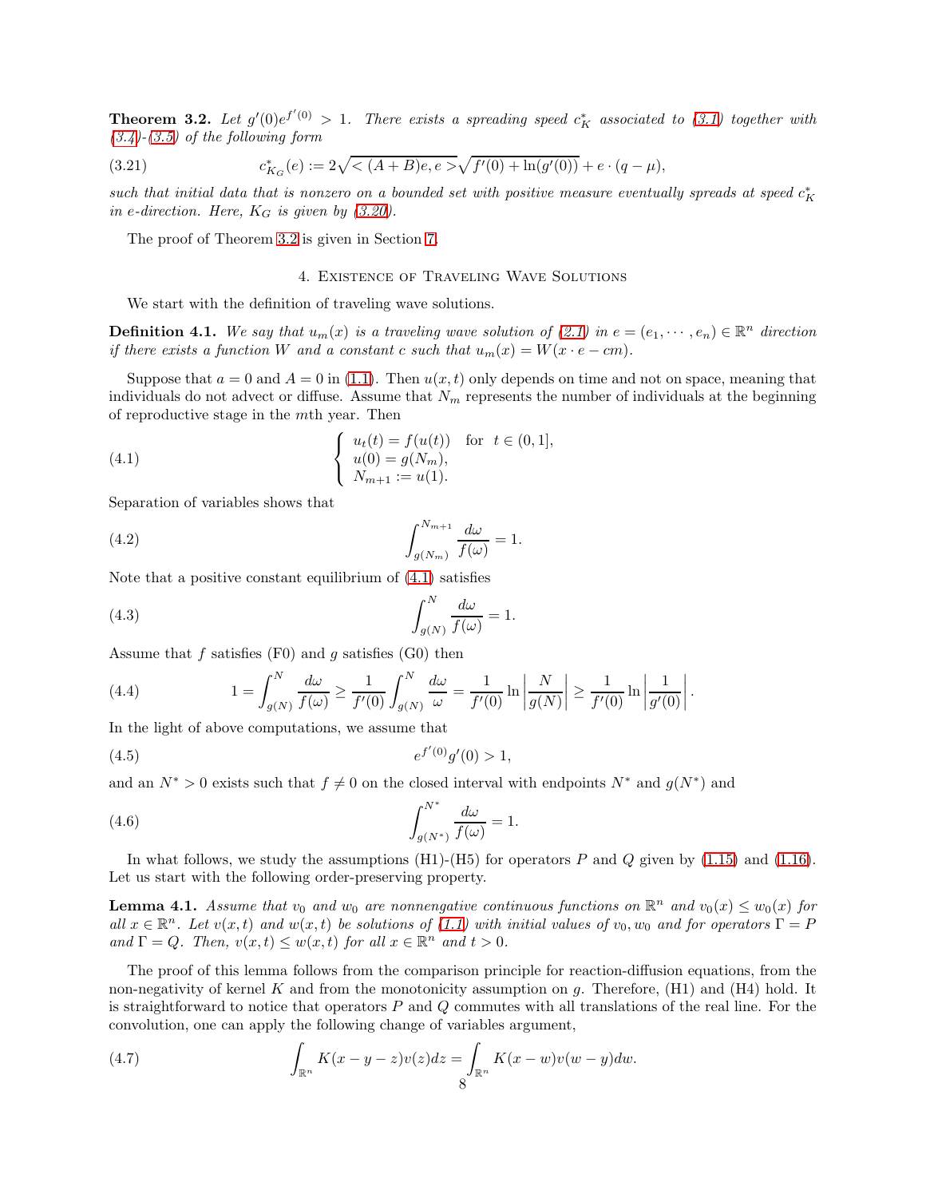**Theorem 3.2.** *Let $g'(0)e^{f'(0)} > 1$. There exists a spreading speed $c^*_K$ associated to (3.1) together with (3.4)-(3.5) of the following form*

$$c^*_{K_G}(e) := 2\sqrt{< (A+B)e, e >}\sqrt{f'(0) + \ln(g'(0))} + e \cdot (q - \mu), \tag{3.21}$$

*such that initial data that is nonzero on a bounded set with positive measure eventually spreads at speed $c^*_K$ in $e$-direction. Here, $K_G$ is given by (3.20).*

The proof of Theorem 3.2 is given in Section 7.

## 4. Existence of Traveling Wave Solutions

We start with the definition of traveling wave solutions.

**Definition 4.1.** *We say that $u_m(x)$ is a traveling wave solution of (2.1) in $e = (e_1, \cdots, e_n) \in \mathbb{R}^n$ direction if there exists a function $W$ and a constant $c$ such that $u_m(x) = W(x \cdot e - cm)$.*

Suppose that $a = 0$ and $A = 0$ in (1.1). Then $u(x,t)$ only depends on time and not on space, meaning that individuals do not advect or diffuse. Assume that $N_m$ represents the number of individuals at the beginning of reproductive stage in the $m$th year. Then

$$\begin{cases} u_t(t) = f(u(t)) \quad \text{for} \quad t \in (0,1], \\ u(0) = g(N_m), \\ N_{m+1} := u(1). \end{cases} \tag{4.1}$$

Separation of variables shows that

$$\int_{g(N_m)}^{N_{m+1}} \frac{d\omega}{f(\omega)} = 1. \tag{4.2}$$

Note that a positive constant equilibrium of (4.1) satisfies

$$\int_{g(N)}^{N} \frac{d\omega}{f(\omega)} = 1. \tag{4.3}$$

Assume that $f$ satisfies (F0) and $g$ satisfies (G0) then

$$1 = \int_{g(N)}^{N} \frac{d\omega}{f(\omega)} \geq \frac{1}{f'(0)} \int_{g(N)}^{N} \frac{d\omega}{\omega} = \frac{1}{f'(0)} \ln\left|\frac{N}{g(N)}\right| \geq \frac{1}{f'(0)} \ln\left|\frac{1}{g'(0)}\right|. \tag{4.4}$$

In the light of above computations, we assume that

$$e^{f'(0)} g'(0) > 1, \tag{4.5}$$

and an $N^* > 0$ exists such that $f \neq 0$ on the closed interval with endpoints $N^*$ and $g(N^*)$ and

$$\int_{g(N^*)}^{N^*} \frac{d\omega}{f(\omega)} = 1. \tag{4.6}$$

In what follows, we study the assumptions (H1)-(H5) for operators $P$ and $Q$ given by (1.15) and (1.16). Let us start with the following order-preserving property.

**Lemma 4.1.** *Assume that $v_0$ and $w_0$ are nonnengative continuous functions on $\mathbb{R}^n$ and $v_0(x) \leq w_0(x)$ for all $x \in \mathbb{R}^n$. Let $v(x,t)$ and $w(x,t)$ be solutions of (1.1) with initial values of $v_0, w_0$ and for operators $\Gamma = P$ and $\Gamma = Q$. Then, $v(x,t) \leq w(x,t)$ for all $x \in \mathbb{R}^n$ and $t > 0$.*

The proof of this lemma follows from the comparison principle for reaction-diffusion equations, from the non-negativity of kernel $K$ and from the monotonicity assumption on $g$. Therefore, (H1) and (H4) hold. It is straightforward to notice that operators $P$ and $Q$ commutes with all translations of the real line. For the convolution, one can apply the following change of variables argument,

$$\int_{\mathbb{R}^n} K(x - y - z)v(z)dz = \int_{\mathbb{R}^n} K(x - w)v(w - y)dw. \tag{4.7}$$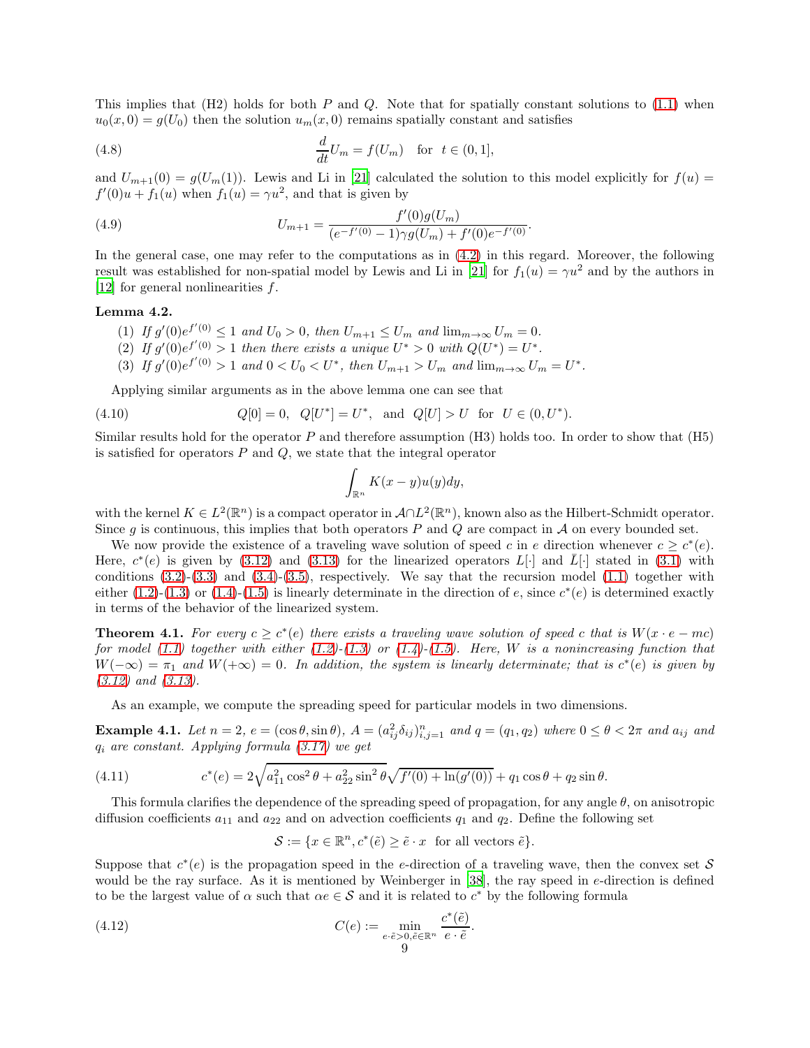This implies that (H2) holds for both $P$ and $Q$. Note that for spatially constant solutions to (1.1) when $u_0(x,0) = g(U_0)$ then the solution $u_m(x,0)$ remains spatially constant and satisfies

$$\frac{d}{dt}U_m = f(U_m) \quad \text{for} \quad t \in (0,1], \tag{4.8}$$

and $U_{m+1}(0) = g(U_m(1))$. Lewis and Li in [21] calculated the solution to this model explicitly for $f(u) = f'(0)u + f_1(u)$ when $f_1(u) = \gamma u^2$, and that is given by

$$U_{m+1} = \frac{f'(0)g(U_m)}{(e^{-f'(0)}-1)\gamma g(U_m) + f'(0)e^{-f'(0)}}. \tag{4.9}$$

In the general case, one may refer to the computations as in (4.2) in this regard. Moreover, the following result was established for non-spatial model by Lewis and Li in [21] for $f_1(u) = \gamma u^2$ and by the authors in [12] for general nonlinearities $f$.

**Lemma 4.2.**

1. *If $g'(0)e^{f'(0)} \leq 1$ and $U_0 > 0$, then $U_{m+1} \leq U_m$ and $\lim_{m\to\infty} U_m = 0$.*
2. *If $g'(0)e^{f'(0)} > 1$ then there exists a unique $U^* > 0$ with $Q(U^*) = U^*$.*
3. *If $g'(0)e^{f'(0)} > 1$ and $0 < U_0 < U^*$, then $U_{m+1} > U_m$ and $\lim_{m\to\infty} U_m = U^*$.*

Applying similar arguments as in the above lemma one can see that

$$Q[0] = 0, \quad Q[U^*] = U^*, \quad \text{and} \quad Q[U] > U \quad \text{for} \quad U \in (0, U^*). \tag{4.10}$$

Similar results hold for the operator $P$ and therefore assumption (H3) holds too. In order to show that (H5) is satisfied for operators $P$ and $Q$, we state that the integral operator

$$\int_{\mathbb{R}^n} K(x-y)u(y)dy,$$

with the kernel $K \in L^2(\mathbb{R}^n)$ is a compact operator in $\mathcal{A} \cap L^2(\mathbb{R}^n)$, known also as the Hilbert-Schmidt operator. Since $g$ is continuous, this implies that both operators $P$ and $Q$ are compact in $\mathcal{A}$ on every bounded set.

We now provide the existence of a traveling wave solution of speed $c$ in $e$ direction whenever $c \geq c^*(e)$. Here, $c^*(e)$ is given by (3.12) and (3.13) for the linearized operators $L[\cdot]$ and $\bar{L}[\cdot]$ stated in (3.1) with conditions (3.2)-(3.3) and (3.4)-(3.5), respectively. We say that the recursion model (1.1) together with either (1.2)-(1.3) or (1.4)-(1.5) is linearly determinate in the direction of $e$, since $c^*(e)$ is determined exactly in terms of the behavior of the linearized system.

**Theorem 4.1.** *For every $c \geq c^*(e)$ there exists a traveling wave solution of speed $c$ that is $W(x \cdot e - mc)$ for model (1.1) together with either (1.2)-(1.3) or (1.4)-(1.5). Here, $W$ is a nonincreasing function that $W(-\infty) = \pi_1$ and $W(+\infty) = 0$. In addition, the system is linearly determinate; that is $c^*(e)$ is given by (3.12) and (3.13).*

As an example, we compute the spreading speed for particular models in two dimensions.

**Example 4.1.** *Let $n = 2$, $e = (\cos\theta, \sin\theta)$, $A = (a_{ij}^2\delta_{ij})_{i,j=1}^n$ and $q = (q_1, q_2)$ where $0 \leq \theta < 2\pi$ and $a_{ij}$ and $q_i$ are constant. Applying formula (3.17) we get*

$$c^*(e) = 2\sqrt{a_{11}^2\cos^2\theta + a_{22}^2\sin^2\theta}\sqrt{f'(0) + \ln(g'(0))} + q_1\cos\theta + q_2\sin\theta. \tag{4.11}$$

This formula clarifies the dependence of the spreading speed of propagation, for any angle $\theta$, on anisotropic diffusion coefficients $a_{11}$ and $a_{22}$ and on advection coefficients $q_1$ and $q_2$. Define the following set

$$\mathcal{S} := \{x \in \mathbb{R}^n, c^*(\tilde{e}) \geq \tilde{e} \cdot x \quad \text{for all vectors } \tilde{e}\}.$$

Suppose that $c^*(e)$ is the propagation speed in the $e$-direction of a traveling wave, then the convex set $\mathcal{S}$ would be the ray surface. As it is mentioned by Weinberger in [38], the ray speed in $e$-direction is defined to be the largest value of $\alpha$ such that $\alpha e \in \mathcal{S}$ and it is related to $c^*$ by the following formula

$$C(e) := \min_{e\cdot\tilde{e}>0, \tilde{e}\in\mathbb{R}^n} \frac{c^*(\tilde{e})}{e \cdot \tilde{e}}. \tag{4.12}$$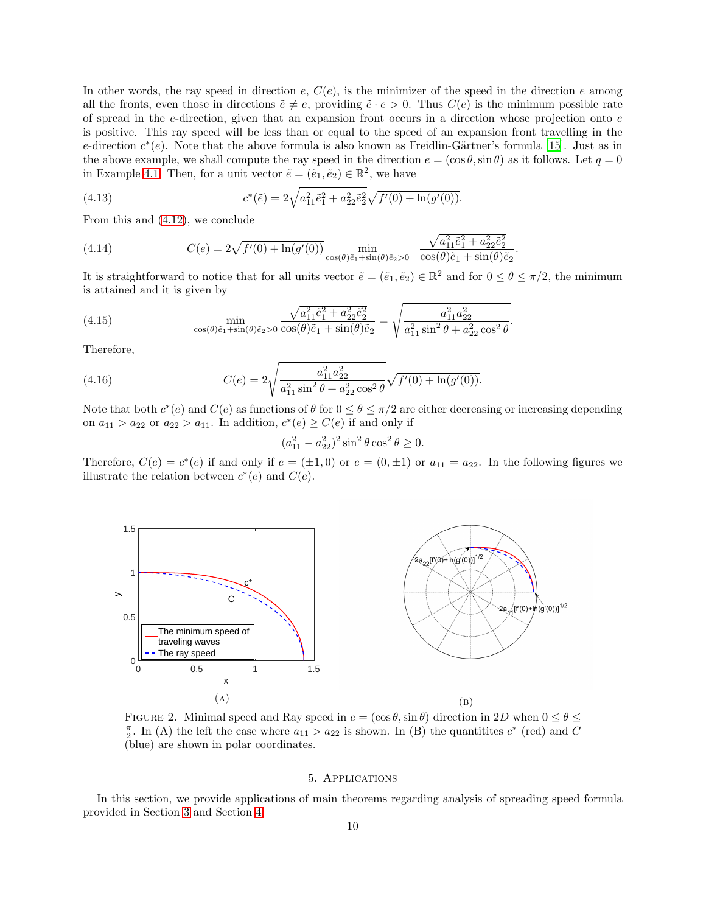In other words, the ray speed in direction $e$, $C(e)$, is the minimizer of the speed in the direction $e$ among all the fronts, even those in directions $\tilde{e} \neq e$, providing $\tilde{e} \cdot e > 0$. Thus $C(e)$ is the minimum possible rate of spread in the $e$-direction, given that an expansion front occurs in a direction whose projection onto $e$ is positive. This ray speed will be less than or equal to the speed of an expansion front travelling in the $e$-direction $c^*(e)$. Note that the above formula is also known as Freidlin-Gärtner's formula [15]. Just as in the above example, we shall compute the ray speed in the direction $e = (\cos\theta, \sin\theta)$ as it follows. Let $q = 0$ in Example 4.1. Then, for a unit vector $\tilde{e} = (\tilde{e}_1, \tilde{e}_2) \in \mathbb{R}^2$, we have

$$c^*(\tilde{e}) = 2\sqrt{a_{11}^2 \tilde{e}_1^2 + a_{22}^2 \tilde{e}_2^2}\sqrt{f'(0) + \ln(g'(0))}. \tag{4.13}$$

From this and (4.12), we conclude

$$C(e) = 2\sqrt{f'(0) + \ln(g'(0))} \min_{\cos(\theta)\tilde{e}_1 + \sin(\theta)\tilde{e}_2 > 0} \frac{\sqrt{a_{11}^2 \tilde{e}_1^2 + a_{22}^2 \tilde{e}_2^2}}{\cos(\theta)\tilde{e}_1 + \sin(\theta)\tilde{e}_2}. \tag{4.14}$$

It is straightforward to notice that for all units vector $\tilde{e} = (\tilde{e}_1, \tilde{e}_2) \in \mathbb{R}^2$ and for $0 \le \theta \le \pi/2$, the minimum is attained and it is given by

$$\min_{\cos(\theta)\tilde{e}_1 + \sin(\theta)\tilde{e}_2 > 0} \frac{\sqrt{a_{11}^2 \tilde{e}_1^2 + a_{22}^2 \tilde{e}_2^2}}{\cos(\theta)\tilde{e}_1 + \sin(\theta)\tilde{e}_2} = \sqrt{\frac{a_{11}^2 a_{22}^2}{a_{11}^2 \sin^2\theta + a_{22}^2 \cos^2\theta}}. \tag{4.15}$$

Therefore,

$$C(e) = 2\sqrt{\frac{a_{11}^2 a_{22}^2}{a_{11}^2 \sin^2\theta + a_{22}^2 \cos^2\theta}}\sqrt{f'(0) + \ln(g'(0))}. \tag{4.16}$$

Note that both $c^*(e)$ and $C(e)$ as functions of $\theta$ for $0 \le \theta \le \pi/2$ are either decreasing or increasing depending on $a_{11} > a_{22}$ or $a_{22} > a_{11}$. In addition, $c^*(e) \ge C(e)$ if and only if

$$(a_{11}^2 - a_{22}^2)^2 \sin^2\theta \cos^2\theta \ge 0.$$

Therefore, $C(e) = c^*(e)$ if and only if $e = (\pm 1, 0)$ or $e = (0, \pm 1)$ or $a_{11} = a_{22}$. In the following figures we illustrate the relation between $c^*(e)$ and $C(e)$.

(A)

(B)

Figure 2. Minimal speed and Ray speed in $e = (\cos\theta, \sin\theta)$ direction in $2D$ when $0 \le \theta \le \frac{\pi}{2}$. In (A) the left the case where $a_{11} > a_{22}$ is shown. In (B) the quantitites $c^*$ (red) and $C$ (blue) are shown in polar coordinates.

## 5. Applications

In this section, we provide applications of main theorems regarding analysis of spreading speed formula provided in Section 3 and Section 4.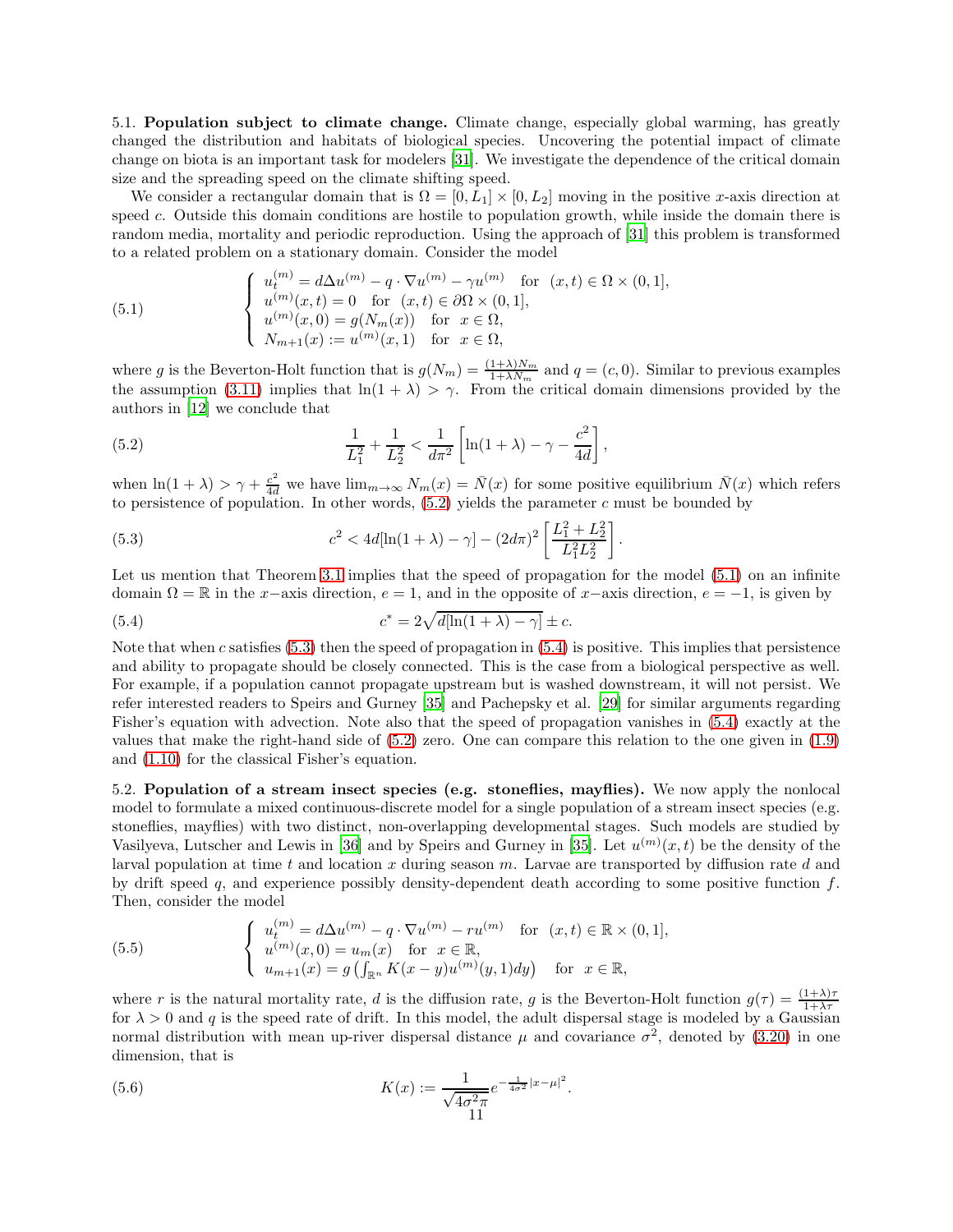5.1. **Population subject to climate change.** Climate change, especially global warming, has greatly changed the distribution and habitats of biological species. Uncovering the potential impact of climate change on biota is an important task for modelers [31]. We investigate the dependence of the critical domain size and the spreading speed on the climate shifting speed.

We consider a rectangular domain that is $\Omega = [0, L_1] \times [0, L_2]$ moving in the positive $x$-axis direction at speed $c$. Outside this domain conditions are hostile to population growth, while inside the domain there is random media, mortality and periodic reproduction. Using the approach of [31] this problem is transformed to a related problem on a stationary domain. Consider the model

$$
\left\{
\begin{array}{l}
u_t^{(m)} = d\Delta u^{(m)} - q \cdot \nabla u^{(m)} - \gamma u^{(m)} \quad \text{for} \quad (x,t) \in \Omega \times (0,1], \\
u^{(m)}(x,t) = 0 \quad \text{for} \quad (x,t) \in \partial\Omega \times (0,1], \\
u^{(m)}(x,0) = g(N_m(x)) \quad \text{for} \quad x \in \Omega, \\
N_{m+1}(x) := u^{(m)}(x,1) \quad \text{for} \quad x \in \Omega,
\end{array}
\right.
\tag{5.1}
$$

where $g$ is the Beverton-Holt function that is $g(N_m) = \frac{(1+\lambda)N_m}{1+\lambda N_m}$ and $q = (c, 0)$. Similar to previous examples the assumption (3.11) implies that $\ln(1+\lambda) > \gamma$. From the critical domain dimensions provided by the authors in [12] we conclude that

$$
\frac{1}{L_1^2} + \frac{1}{L_2^2} < \frac{1}{d\pi^2}\left[\ln(1+\lambda) - \gamma - \frac{c^2}{4d}\right],
\tag{5.2}
$$

when $\ln(1+\lambda) > \gamma + \frac{c^2}{4d}$ we have $\lim_{m\to\infty} N_m(x) = \bar{N}(x)$ for some positive equilibrium $\bar{N}(x)$ which refers to persistence of population. In other words, (5.2) yields the parameter $c$ must be bounded by

$$
c^2 < 4d[\ln(1+\lambda) - \gamma] - (2d\pi)^2 \left[\frac{L_1^2 + L_2^2}{L_1^2 L_2^2}\right].
\tag{5.3}
$$

Let us mention that Theorem 3.1 implies that the speed of propagation for the model (5.1) on an infinite domain $\Omega = \mathbb{R}$ in the $x-$axis direction, $e = 1$, and in the opposite of $x-$axis direction, $e = -1$, is given by

$$
c^* = 2\sqrt{d[\ln(1+\lambda) - \gamma]} \pm c.
\tag{5.4}
$$

Note that when $c$ satisfies (5.3) then the speed of propagation in (5.4) is positive. This implies that persistence and ability to propagate should be closely connected. This is the case from a biological perspective as well. For example, if a population cannot propagate upstream but is washed downstream, it will not persist. We refer interested readers to Speirs and Gurney [35] and Pachepsky et al. [29] for similar arguments regarding Fisher's equation with advection. Note also that the speed of propagation vanishes in (5.4) exactly at the values that make the right-hand side of (5.2) zero. One can compare this relation to the one given in (1.9) and (1.10) for the classical Fisher's equation.

5.2. **Population of a stream insect species (e.g. stoneflies, mayflies).** We now apply the nonlocal model to formulate a mixed continuous-discrete model for a single population of a stream insect species (e.g. stoneflies, mayflies) with two distinct, non-overlapping developmental stages. Such models are studied by Vasilyeva, Lutscher and Lewis in [36] and by Speirs and Gurney in [35]. Let $u^{(m)}(x,t)$ be the density of the larval population at time $t$ and location $x$ during season $m$. Larvae are transported by diffusion rate $d$ and by drift speed $q$, and experience possibly density-dependent death according to some positive function $f$. Then, consider the model

$$
\left\{
\begin{array}{l}
u_t^{(m)} = d\Delta u^{(m)} - q \cdot \nabla u^{(m)} - r u^{(m)} \quad \text{for} \quad (x,t) \in \mathbb{R} \times (0,1], \\
u^{(m)}(x,0) = u_m(x) \quad \text{for} \quad x \in \mathbb{R}, \\
u_{m+1}(x) = g\left(\int_{\mathbb{R}^n} K(x-y) u^{(m)}(y,1)dy\right) \quad \text{for} \quad x \in \mathbb{R},
\end{array}
\right.
\tag{5.5}
$$

where $r$ is the natural mortality rate, $d$ is the diffusion rate, $g$ is the Beverton-Holt function $g(\tau) = \frac{(1+\lambda)\tau}{1+\lambda\tau}$ for $\lambda > 0$ and $q$ is the speed rate of drift. In this model, the adult dispersal stage is modeled by a Gaussian normal distribution with mean up-river dispersal distance $\mu$ and covariance $\sigma^2$, denoted by (3.20) in one dimension, that is

$$
K(x) := \frac{1}{\sqrt{4\sigma^2\pi}} e^{-\frac{1}{4\sigma^2}|x-\mu|^2}.
\tag{5.6}
$$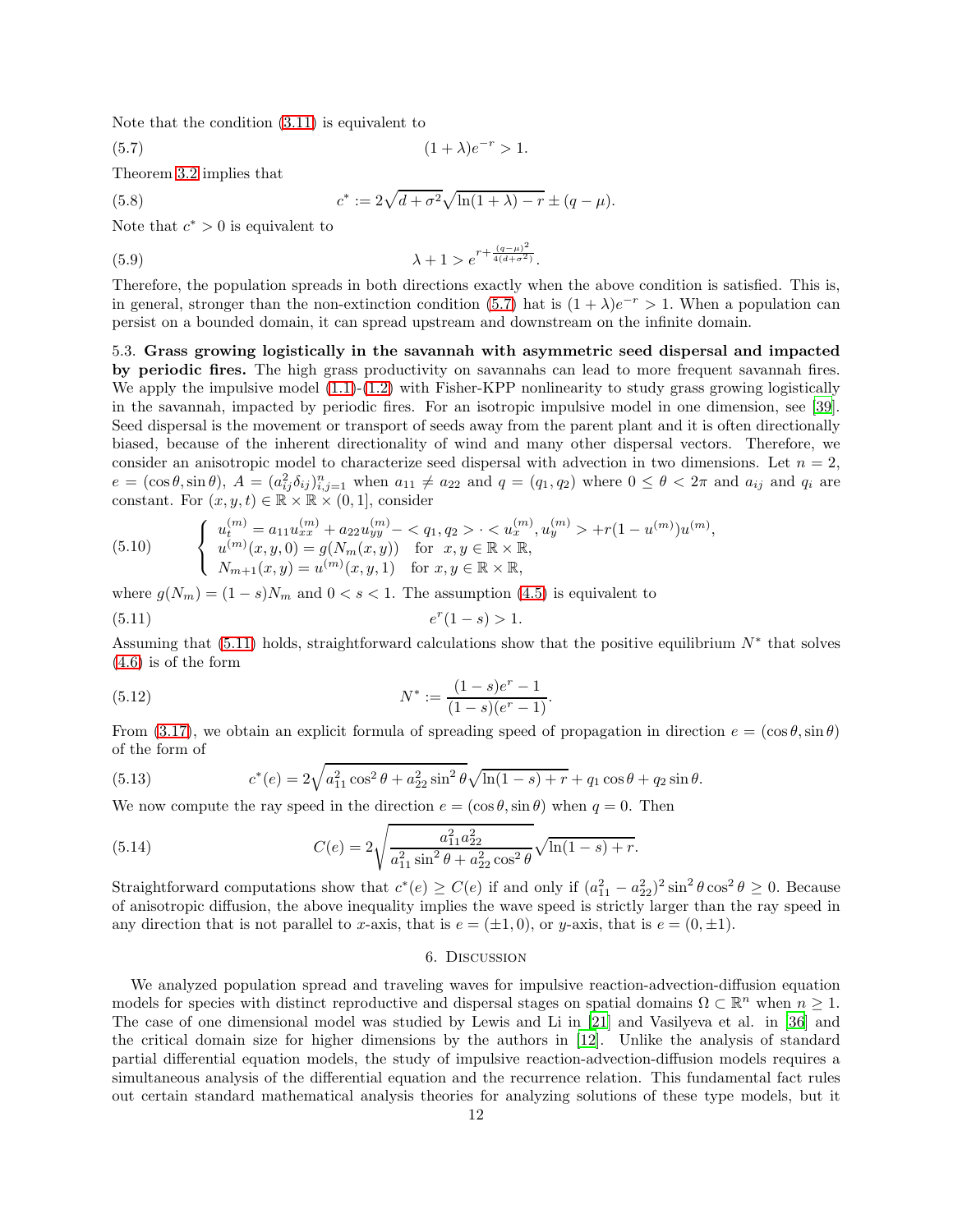Note that the condition (3.11) is equivalent to

$$(1+\lambda)e^{-r} > 1. \tag{5.7}$$

Theorem 3.2 implies that

$$c^* := 2\sqrt{d+\sigma^2}\sqrt{\ln(1+\lambda) - r} \pm (q-\mu). \tag{5.8}$$

Note that $c^* > 0$ is equivalent to

$$\lambda + 1 > e^{r + \frac{(q-\mu)^2}{4(d+\sigma^2)}}. \tag{5.9}$$

Therefore, the population spreads in both directions exactly when the above condition is satisfied. This is, in general, stronger than the non-extinction condition (5.7) hat is $(1+\lambda)e^{-r} > 1$. When a population can persist on a bounded domain, it can spread upstream and downstream on the infinite domain.

### 5.3. Grass growing logistically in the savannah with asymmetric seed dispersal and impacted by periodic fires.

The high grass productivity on savannahs can lead to more frequent savannah fires. We apply the impulsive model (1.1)-(1.2) with Fisher-KPP nonlinearity to study grass growing logistically in the savannah, impacted by periodic fires. For an isotropic impulsive model in one dimension, see [39]. Seed dispersal is the movement or transport of seeds away from the parent plant and it is often directionally biased, because of the inherent directionality of wind and many other dispersal vectors. Therefore, we consider an anisotropic model to characterize seed dispersal with advection in two dimensions. Let $n = 2$, $e = (\cos\theta, \sin\theta)$, $A = (a_{ij}^2\delta_{ij})_{i,j=1}^n$ when $a_{11} \neq a_{22}$ and $q = (q_1, q_2)$ where $0 \le \theta < 2\pi$ and $a_{ij}$ and $q_i$ are constant. For $(x, y, t) \in \mathbb{R}\times\mathbb{R}\times(0,1]$, consider

$$\begin{cases} u_t^{(m)} = a_{11}u_{xx}^{(m)} + a_{22}u_{yy}^{(m)} - < q_1, q_2 > \cdot < u_x^{(m)}, u_y^{(m)} > + r(1-u^{(m)})u^{(m)}, \\ u^{(m)}(x,y,0) = g(N_m(x,y)) \quad \text{for } \ x, y \in \mathbb{R}\times\mathbb{R}, \\ N_{m+1}(x,y) = u^{(m)}(x,y,1) \quad \text{for } x, y \in \mathbb{R}\times\mathbb{R}, \end{cases} \tag{5.10}$$

where $g(N_m) = (1-s)N_m$ and $0 < s < 1$. The assumption (4.5) is equivalent to

$$e^r(1-s) > 1. \tag{5.11}$$

Assuming that (5.11) holds, straightforward calculations show that the positive equilibrium $N^*$ that solves (4.6) is of the form

$$N^* := \frac{(1-s)e^r - 1}{(1-s)(e^r-1)}. \tag{5.12}$$

From (3.17), we obtain an explicit formula of spreading speed of propagation in direction $e = (\cos\theta, \sin\theta)$ of the form of

$$c^*(e) = 2\sqrt{a_{11}^2\cos^2\theta + a_{22}^2\sin^2\theta}\sqrt{\ln(1-s)+r} + q_1\cos\theta + q_2\sin\theta. \tag{5.13}$$

We now compute the ray speed in the direction $e = (\cos\theta, \sin\theta)$ when $q = 0$. Then

$$C(e) = 2\sqrt{\frac{a_{11}^2a_{22}^2}{a_{11}^2\sin^2\theta + a_{22}^2\cos^2\theta}}\sqrt{\ln(1-s)+r}. \tag{5.14}$$

Straightforward computations show that $c^*(e) \ge C(e)$ if and only if $(a_{11}^2 - a_{22}^2)^2\sin^2\theta\cos^2\theta \ge 0$. Because of anisotropic diffusion, the above inequality implies the wave speed is strictly larger than the ray speed in any direction that is not parallel to $x$-axis, that is $e = (\pm 1, 0)$, or $y$-axis, that is $e = (0, \pm 1)$.

## 6. Discussion

We analyzed population spread and traveling waves for impulsive reaction-advection-diffusion equation models for species with distinct reproductive and dispersal stages on spatial domains $\Omega \subset \mathbb{R}^n$ when $n \ge 1$. The case of one dimensional model was studied by Lewis and Li in [21] and Vasilyeva et al. in [36] and the critical domain size for higher dimensions by the authors in [12]. Unlike the analysis of standard partial differential equation models, the study of impulsive reaction-advection-diffusion models requires a simultaneous analysis of the differential equation and the recurrence relation. This fundamental fact rules out certain standard mathematical analysis theories for analyzing solutions of these type models, but it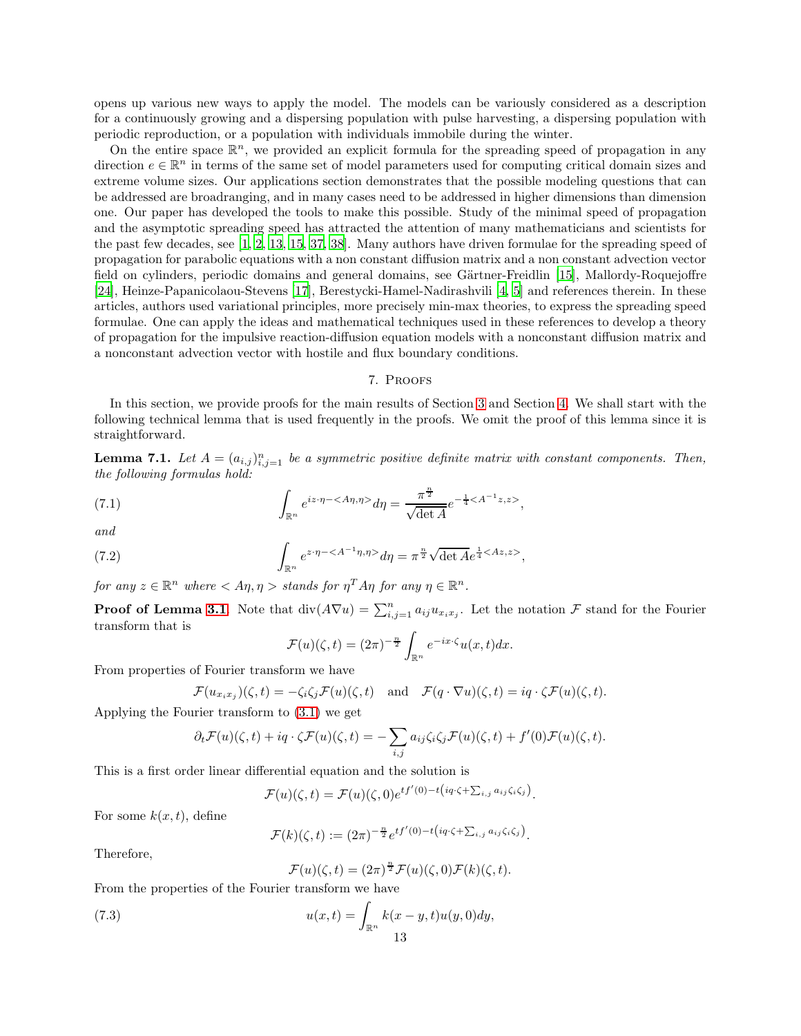opens up various new ways to apply the model. The models can be variously considered as a description for a continuously growing and a dispersing population with pulse harvesting, a dispersing population with periodic reproduction, or a population with individuals immobile during the winter.

On the entire space $\mathbb{R}^n$, we provided an explicit formula for the spreading speed of propagation in any direction $e \in \mathbb{R}^n$ in terms of the same set of model parameters used for computing critical domain sizes and extreme volume sizes. Our applications section demonstrates that the possible modeling questions that can be addressed are broadranging, and in many cases need to be addressed in higher dimensions than dimension one. Our paper has developed the tools to make this possible. Study of the minimal speed of propagation and the asymptotic spreading speed has attracted the attention of many mathematicians and scientists for the past few decades, see [1, 2, 13, 15, 37, 38]. Many authors have driven formulae for the spreading speed of propagation for parabolic equations with a non constant diffusion matrix and a non constant advection vector field on cylinders, periodic domains and general domains, see Gärtner-Freidlin [15], Mallordy-Roquejoffre [24], Heinze-Papanicolaou-Stevens [17], Berestycki-Hamel-Nadirashvili [4, 5] and references therein. In these articles, authors used variational principles, more precisely min-max theories, to express the spreading speed formulae. One can apply the ideas and mathematical techniques used in these references to develop a theory of propagation for the impulsive reaction-diffusion equation models with a nonconstant diffusion matrix and a nonconstant advection vector with hostile and flux boundary conditions.

## 7. Proofs

In this section, we provide proofs for the main results of Section 3 and Section 4. We shall start with the following technical lemma that is used frequently in the proofs. We omit the proof of this lemma since it is straightforward.

**Lemma 7.1.** *Let $A = (a_{i,j})_{i,j=1}^n$ be a symmetric positive definite matrix with constant components. Then, the following formulas hold:*

$$\int_{\mathbb{R}^n} e^{iz\cdot\eta - <A\eta,\eta>} d\eta = \frac{\pi^{\frac{n}{2}}}{\sqrt{\det A}} e^{-\frac{1}{4}<A^{-1}z,z>}, \tag{7.1}$$

*and*

$$\int_{\mathbb{R}^n} e^{z\cdot\eta - <A^{-1}\eta,\eta>} d\eta = \pi^{\frac{n}{2}} \sqrt{\det A} e^{\frac{1}{4}<Az,z>}, \tag{7.2}$$

*for any $z \in \mathbb{R}^n$ where $<A\eta, \eta>$ stands for $\eta^T A\eta$ for any $\eta \in \mathbb{R}^n$.*

**Proof of Lemma 3.1.** Note that $\text{div}(A\nabla u) = \sum_{i,j=1}^n a_{ij} u_{x_i x_j}$. Let the notation $\mathcal{F}$ stand for the Fourier transform that is

$$\mathcal{F}(u)(\zeta, t) = (2\pi)^{-\frac{n}{2}} \int_{\mathbb{R}^n} e^{-ix\cdot\zeta} u(x,t) dx.$$

From properties of Fourier transform we have

$$\mathcal{F}(u_{x_i x_j})(\zeta, t) = -\zeta_i \zeta_j \mathcal{F}(u)(\zeta, t) \quad \text{and} \quad \mathcal{F}(q \cdot \nabla u)(\zeta, t) = iq \cdot \zeta \mathcal{F}(u)(\zeta, t).$$

Applying the Fourier transform to (3.1) we get

$$\partial_t \mathcal{F}(u)(\zeta, t) + iq \cdot \zeta \mathcal{F}(u)(\zeta, t) = -\sum_{i,j} a_{ij} \zeta_i \zeta_j \mathcal{F}(u)(\zeta, t) + f'(0)\mathcal{F}(u)(\zeta, t).$$

This is a first order linear differential equation and the solution is

$$\mathcal{F}(u)(\zeta, t) = \mathcal{F}(u)(\zeta, 0) e^{tf'(0) - t\left(iq\cdot\zeta + \sum_{i,j} a_{ij}\zeta_i\zeta_j\right)}.$$

For some $k(x,t)$, define

$$\mathcal{F}(k)(\zeta, t) := (2\pi)^{-\frac{n}{2}} e^{tf'(0) - t\left(iq\cdot\zeta + \sum_{i,j} a_{ij}\zeta_i\zeta_j\right)}.$$

Therefore,

$$\mathcal{F}(u)(\zeta, t) = (2\pi)^{\frac{n}{2}} \mathcal{F}(u)(\zeta, 0) \mathcal{F}(k)(\zeta, t).$$

From the properties of the Fourier transform we have

$$u(x,t) = \int_{\mathbb{R}^n} k(x-y,t) u(y,0) dy, \tag{7.3}$$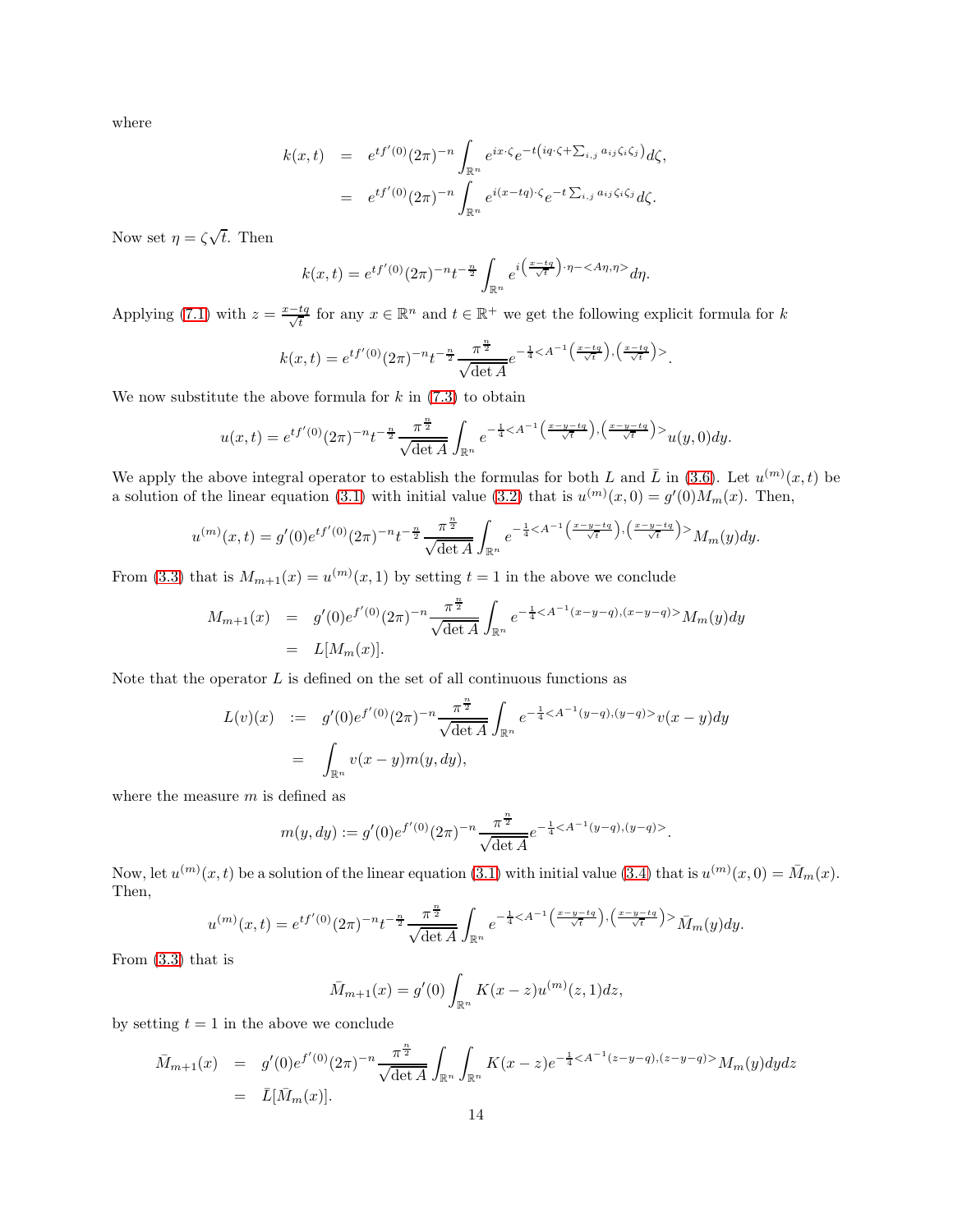where

$$
\begin{aligned}
k(x,t) &= e^{tf'(0)}(2\pi)^{-n}\int_{\mathbb{R}^n} e^{ix\cdot\zeta}e^{-t\left(iq\cdot\zeta+\sum_{i,j}a_{ij}\zeta_i\zeta_j\right)}d\zeta,\\
&= e^{tf'(0)}(2\pi)^{-n}\int_{\mathbb{R}^n} e^{i(x-tq)\cdot\zeta}e^{-t\sum_{i,j}a_{ij}\zeta_i\zeta_j}d\zeta.
\end{aligned}
$$

Now set $\eta = \zeta\sqrt{t}$. Then

$$
k(x,t) = e^{tf'(0)}(2\pi)^{-n}t^{-\frac{n}{2}}\int_{\mathbb{R}^n} e^{i\left(\frac{x-tq}{\sqrt{t}}\right)\cdot\eta-<A\eta,\eta>}d\eta.
$$

Applying (7.1) with $z=\frac{x-tq}{\sqrt{t}}$ for any $x\in\mathbb{R}^n$ and $t\in\mathbb{R}^+$ we get the following explicit formula for $k$

$$
k(x,t) = e^{tf'(0)}(2\pi)^{-n}t^{-\frac{n}{2}}\frac{\pi^{\frac{n}{2}}}{\sqrt{\det A}}e^{-\frac{1}{4}<A^{-1}\left(\frac{x-tq}{\sqrt{t}}\right),\left(\frac{x-tq}{\sqrt{t}}\right)>}.
$$

We now substitute the above formula for $k$ in (7.3) to obtain

$$
u(x,t) = e^{tf'(0)}(2\pi)^{-n}t^{-\frac{n}{2}}\frac{\pi^{\frac{n}{2}}}{\sqrt{\det A}}\int_{\mathbb{R}^n} e^{-\frac{1}{4}<A^{-1}\left(\frac{x-y-tq}{\sqrt{t}}\right),\left(\frac{x-y-tq}{\sqrt{t}}\right)>}u(y,0)dy.
$$

We apply the above integral operator to establish the formulas for both $L$ and $\bar{L}$ in (3.6). Let $u^{(m)}(x,t)$ be a solution of the linear equation (3.1) with initial value (3.2) that is $u^{(m)}(x,0)=g'(0)M_m(x)$. Then,

$$
u^{(m)}(x,t) = g'(0)e^{tf'(0)}(2\pi)^{-n}t^{-\frac{n}{2}}\frac{\pi^{\frac{n}{2}}}{\sqrt{\det A}}\int_{\mathbb{R}^n} e^{-\frac{1}{4}<A^{-1}\left(\frac{x-y-tq}{\sqrt{t}}\right),\left(\frac{x-y-tq}{\sqrt{t}}\right)>}M_m(y)dy.
$$

From (3.3) that is $M_{m+1}(x)=u^{(m)}(x,1)$ by setting $t=1$ in the above we conclude

$$
\begin{aligned}
M_{m+1}(x) &= g'(0)e^{f'(0)}(2\pi)^{-n}\frac{\pi^{\frac{n}{2}}}{\sqrt{\det A}}\int_{\mathbb{R}^n} e^{-\frac{1}{4}<A^{-1}(x-y-q),(x-y-q)>}M_m(y)dy\\
&= L[M_m(x)].
\end{aligned}
$$

Note that the operator $L$ is defined on the set of all continuous functions as

$$
\begin{aligned}
L(v)(x) &:= g'(0)e^{f'(0)}(2\pi)^{-n}\frac{\pi^{\frac{n}{2}}}{\sqrt{\det A}}\int_{\mathbb{R}^n} e^{-\frac{1}{4}<A^{-1}(y-q),(y-q)>}v(x-y)dy\\
&= \int_{\mathbb{R}^n} v(x-y)m(y,dy),
\end{aligned}
$$

where the measure $m$ is defined as

$$
m(y,dy) := g'(0)e^{f'(0)}(2\pi)^{-n}\frac{\pi^{\frac{n}{2}}}{\sqrt{\det A}}e^{-\frac{1}{4}<A^{-1}(y-q),(y-q)>}.
$$

Now, let $u^{(m)}(x,t)$ be a solution of the linear equation (3.1) with initial value (3.4) that is $u^{(m)}(x,0)=\bar{M}_m(x)$. Then,

$$
u^{(m)}(x,t) = e^{tf'(0)}(2\pi)^{-n}t^{-\frac{n}{2}}\frac{\pi^{\frac{n}{2}}}{\sqrt{\det A}}\int_{\mathbb{R}^n} e^{-\frac{1}{4}<A^{-1}\left(\frac{x-y-tq}{\sqrt{t}}\right),\left(\frac{x-y-tq}{\sqrt{t}}\right)>}\bar{M}_m(y)dy.
$$

From (3.3) that is

$$
\bar{M}_{m+1}(x) = g'(0)\int_{\mathbb{R}^n} K(x-z)u^{(m)}(z,1)dz,
$$

by setting $t=1$ in the above we conclude

$$
\begin{aligned}
\bar{M}_{m+1}(x) &= g'(0)e^{f'(0)}(2\pi)^{-n}\frac{\pi^{\frac{n}{2}}}{\sqrt{\det A}}\int_{\mathbb{R}^n}\int_{\mathbb{R}^n} K(x-z)e^{-\frac{1}{4}<A^{-1}(z-y-q),(z-y-q)>}M_m(y)dydz\\
&= \bar{L}[\bar{M}_m(x)].
\end{aligned}
$$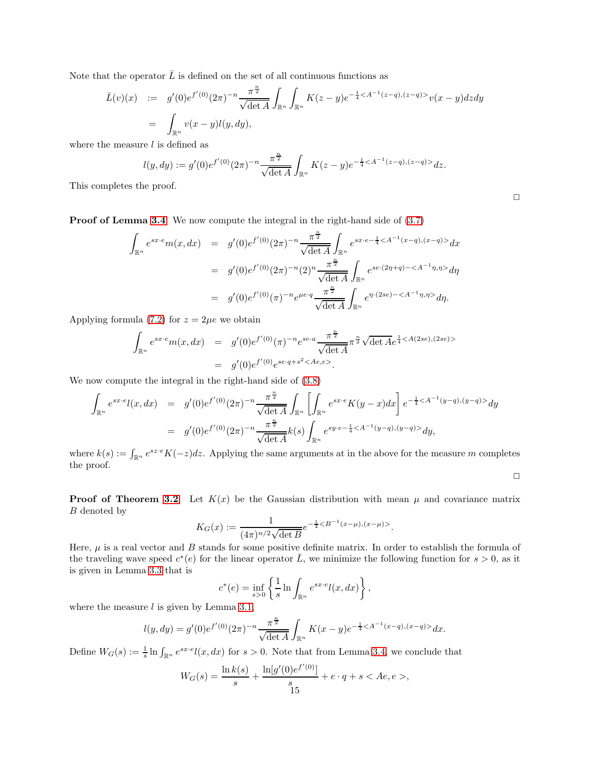Note that the operator $\bar{L}$ is defined on the set of all continuous functions as

$$
\begin{aligned}
\bar{L}(v)(x) &:= g'(0)e^{f'(0)}(2\pi)^{-n}\frac{\pi^{\frac{n}{2}}}{\sqrt{\det A}}\int_{\mathbb{R}^n}\int_{\mathbb{R}^n} K(z-y)e^{-\frac{1}{4}<A^{-1}(z-q),(z-q)>}v(x-y)dzdy \\
&= \int_{\mathbb{R}^n} v(x-y)l(y,dy),
\end{aligned}
$$

where the measure $l$ is defined as

$$
l(y,dy) := g'(0)e^{f'(0)}(2\pi)^{-n}\frac{\pi^{\frac{n}{2}}}{\sqrt{\det A}}\int_{\mathbb{R}^n} K(z-y)e^{-\frac{1}{4}<A^{-1}(z-q),(z-q)>}dz.
$$

This completes the proof.

□

**Proof of Lemma 3.4** We now compute the integral in the right-hand side of (3.7)

$$
\begin{aligned}
\int_{\mathbb{R}^n} e^{sx\cdot e}m(x,dx) &= g'(0)e^{f'(0)}(2\pi)^{-n}\frac{\pi^{\frac{n}{2}}}{\sqrt{\det A}}\int_{\mathbb{R}^n} e^{sx\cdot e-\frac{1}{4}<A^{-1}(x-q),(x-q)>}dx \\
&= g'(0)e^{f'(0)}(2\pi)^{-n}(2)^n\frac{\pi^{\frac{n}{2}}}{\sqrt{\det A}}\int_{\mathbb{R}^n} e^{se\cdot(2\eta+q)-<A^{-1}\eta,\eta>}d\eta \\
&= g'(0)e^{f'(0)}(\pi)^{-n}e^{\mu e\cdot q}\frac{\pi^{\frac{n}{2}}}{\sqrt{\det A}}\int_{\mathbb{R}^n} e^{\eta\cdot(2se)-<A^{-1}\eta,\eta>}d\eta.
\end{aligned}
$$

Applying formula (7.2) for $z = 2\mu e$ we obtain

$$
\begin{aligned}
\int_{\mathbb{R}^n} e^{sx\cdot e}m(x,dx) &= g'(0)e^{f'(0)}(\pi)^{-n}e^{se\cdot a}\frac{\pi^{\frac{n}{2}}}{\sqrt{\det A}}\pi^{\frac{n}{2}}\sqrt{\det A}e^{\frac{1}{4}<A(2se),(2se)>} \\
&= g'(0)e^{f'(0)}e^{se\cdot q+s^2<Ae,e>}.
\end{aligned}
$$

We now compute the integral in the right-hand side of (3.8)

$$
\begin{aligned}
\int_{\mathbb{R}^n} e^{sx\cdot e}l(x,dx) &= g'(0)e^{f'(0)}(2\pi)^{-n}\frac{\pi^{\frac{n}{2}}}{\sqrt{\det A}}\int_{\mathbb{R}^n}\left[\int_{\mathbb{R}^n} e^{sx\cdot e}K(y-x)dx\right]e^{-\frac{1}{4}<A^{-1}(y-q),(y-q)>}dy \\
&= g'(0)e^{f'(0)}(2\pi)^{-n}\frac{\pi^{\frac{n}{2}}}{\sqrt{\det A}}k(s)\int_{\mathbb{R}^n} e^{sy\cdot e-\frac{1}{4}<A^{-1}(y-q),(y-q)>}dy,
\end{aligned}
$$

where $k(s) := \int_{\mathbb{R}^n} e^{sz\cdot e}K(-z)dz$. Applying the same arguments at in the above for the measure $m$ completes the proof.

□

**Proof of Theorem 3.2** Let $K(x)$ be the Gaussian distribution with mean $\mu$ and covariance matrix $B$ denoted by

$$
K_G(x) := \frac{1}{(4\pi)^{n/2}\sqrt{\det B}}e^{-\frac{1}{4}<B^{-1}(x-\mu),(x-\mu)>}.
$$

Here, $\mu$ is a real vector and $B$ stands for some positive definite matrix. In order to establish the formula of the traveling wave speed $c^*(e)$ for the linear operator $\bar{L}$, we minimize the following function for $s>0$, as it is given in Lemma 3.3 that is

$$
c^*(e) = \inf_{s>0}\left\{\frac{1}{s}\ln\int_{\mathbb{R}^n} e^{sx\cdot e}l(x,dx)\right\},
$$

where the measure $l$ is given by Lemma 3.1,

$$
l(y,dy) = g'(0)e^{f'(0)}(2\pi)^{-n}\frac{\pi^{\frac{n}{2}}}{\sqrt{\det A}}\int_{\mathbb{R}^n} K(x-y)e^{-\frac{1}{4}<A^{-1}(x-q),(x-q)>}dx.
$$

Define $W_G(s) := \frac{1}{s}\ln\int_{\mathbb{R}^n} e^{sx\cdot e}l(x,dx)$ for $s>0$. Note that from Lemma 3.4, we conclude that

$$
W_G(s) = \frac{\ln k(s)}{s} + \frac{\ln[g'(0)e^{f'(0)}]}{s} + e\cdot q + s<Ae,e>,
$$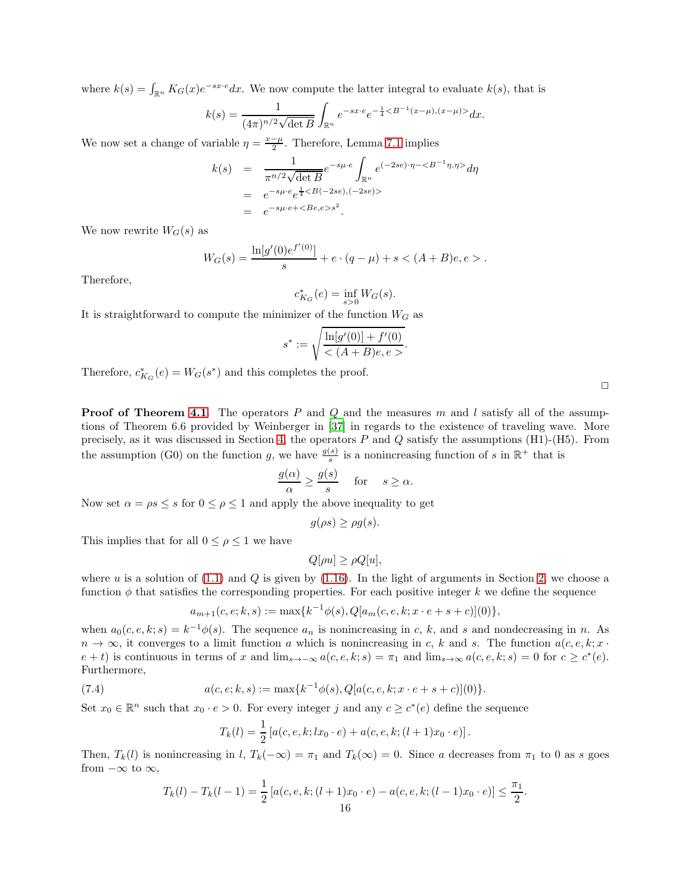where $k(s) = \int_{\mathbb{R}^n} K_G(x) e^{-sx\cdot e} dx$. We now compute the latter integral to evaluate $k(s)$, that is

$$k(s) = \frac{1}{(4\pi)^{n/2}\sqrt{\det B}} \int_{\mathbb{R}^n} e^{-sx\cdot e} e^{-\frac{1}{4}<B^{-1}(x-\mu),(x-\mu)>} dx.$$

We now set a change of variable $\eta = \frac{x-\mu}{2}$. Therefore, Lemma 7.1 implies

$$\begin{aligned}
k(s) &= \frac{1}{\pi^{n/2}\sqrt{\det B}} e^{-s\mu\cdot e} \int_{\mathbb{R}^n} e^{(-2se)\cdot\eta - <B^{-1}\eta,\eta>} d\eta \\
&= e^{-s\mu\cdot e} e^{\frac{1}{4}<B(-2se),(-2se)>} \\
&= e^{-s\mu\cdot e + <Be,e>s^2}.
\end{aligned}$$

We now rewrite $W_G(s)$ as

$$W_G(s) = \frac{\ln[g'(0)e^{f'(0)}]}{s} + e\cdot(q-\mu) + s < (A+B)e, e > .$$

Therefore,

$$c^*_{K_G}(e) = \inf_{s>0} W_G(s).$$

It is straightforward to compute the minimizer of the function $W_G$ as

$$s^* := \sqrt{\frac{\ln[g'(0)] + f'(0)}{< (A+B)e, e >}}.$$

Therefore, $c^*_{K_G}(e) = W_G(s^*)$ and this completes the proof.

□

**Proof of Theorem 4.1**. The operators $P$ and $Q$ and the measures $m$ and $l$ satisfy all of the assumptions of Theorem 6.6 provided by Weinberger in [37] in regards to the existence of traveling wave. More precisely, as it was discussed in Section 4, the operators $P$ and $Q$ satisfy the assumptions (H1)-(H5). From the assumption (G0) on the function $g$, we have $\frac{g(s)}{s}$ is a nonincreasing function of $s$ in $\mathbb{R}^+$ that is

$$\frac{g(\alpha)}{\alpha} \geq \frac{g(s)}{s} \quad \text{ for } \quad s \geq \alpha.$$

Now set $\alpha = \rho s \leq s$ for $0 \leq \rho \leq 1$ and apply the above inequality to get

$$g(\rho s) \geq \rho g(s).$$

This implies that for all $0 \leq \rho \leq 1$ we have

$$Q[\rho u] \geq \rho Q[u],$$

where $u$ is a solution of (1.1) and $Q$ is given by (1.16). In the light of arguments in Section 2, we choose a function $\phi$ that satisfies the corresponding properties. For each positive integer $k$ we define the sequence

$$a_{m+1}(c, e; k, s) := \max\{k^{-1}\phi(s), Q[a_m(c, e, k; x\cdot e + s + c)](0)\},$$

when $a_0(c, e; k; s) = k^{-1}\phi(s)$. The sequence $a_n$ is nonincreasing in $c$, $k$, and $s$ and nondecreasing in $n$. As $n \to \infty$, it converges to a limit function $a$ which is nonincreasing in $c$, $k$ and $s$. The function $a(c, e, k; x \cdot e + t)$ is continuous in terms of $x$ and $\lim_{s\to-\infty} a(c, e, k; s) = \pi_1$ and $\lim_{s\to\infty} a(c, e, k; s) = 0$ for $c \geq c^*(e)$. Furthermore,

$$a(c, e; k, s) := \max\{k^{-1}\phi(s), Q[a(c, e, k; x\cdot e + s + c)](0)\}. \tag{7.4}$$

Set $x_0 \in \mathbb{R}^n$ such that $x_0 \cdot e > 0$. For every integer $j$ and any $c \geq c^*(e)$ define the sequence

$$T_k(l) = \frac{1}{2}\left[a(c, e, k; lx_0 \cdot e) + a(c, e, k; (l+1)x_0 \cdot e)\right].$$

Then, $T_k(l)$ is nonincreasing in $l$, $T_k(-\infty) = \pi_1$ and $T_k(\infty) = 0$. Since $a$ decreases from $\pi_1$ to 0 as $s$ goes from $-\infty$ to $\infty$,

$$T_k(l) - T_k(l-1) = \frac{1}{2}\left[a(c, e, k; (l+1)x_0 \cdot e) - a(c, e, k; (l-1)x_0 \cdot e)\right] \leq \frac{\pi_1}{2}.$$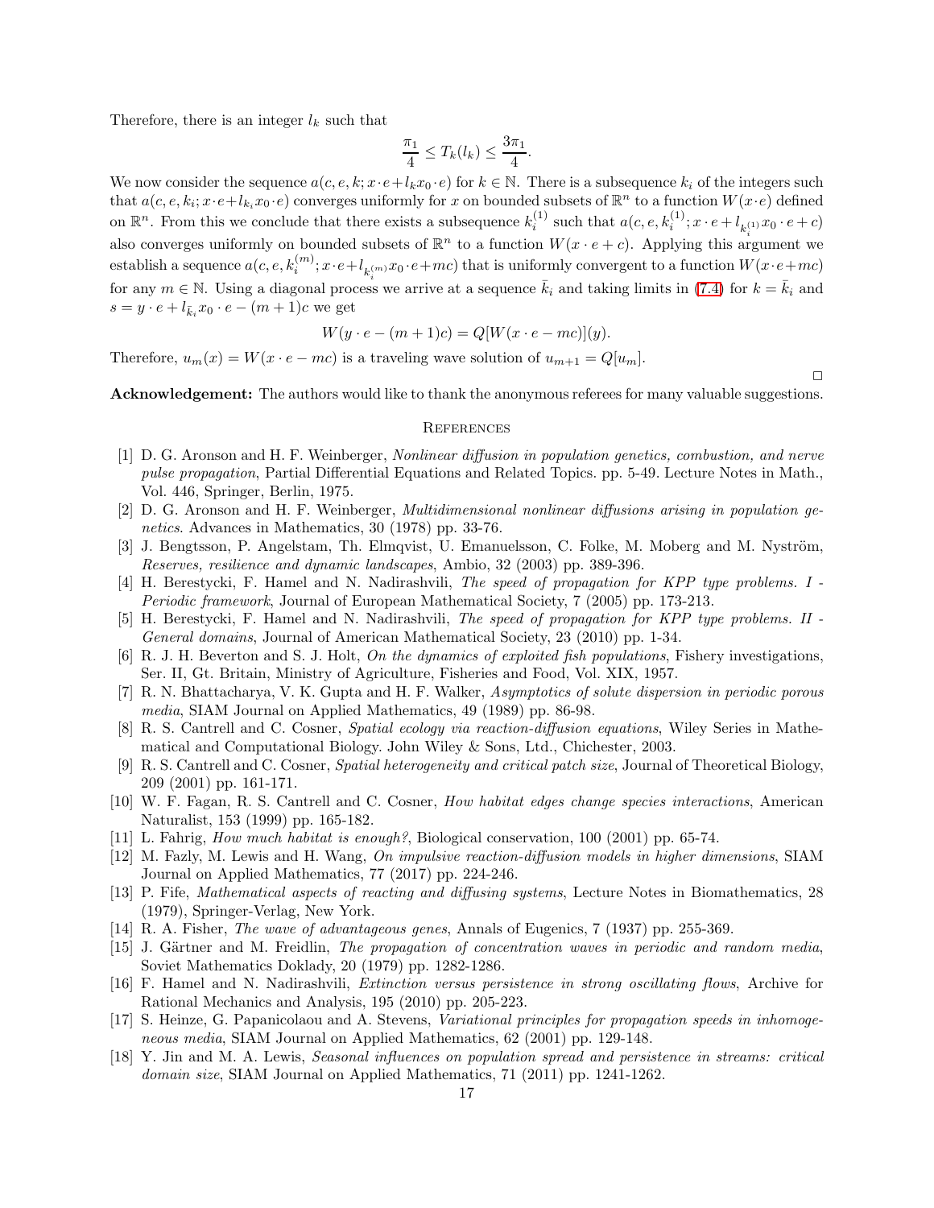Therefore, there is an integer $l_k$ such that

$$\frac{\pi_1}{4} \leq T_k(l_k) \leq \frac{3\pi_1}{4}.$$

We now consider the sequence $a(c, e, k; x\cdot e + l_k x_0 \cdot e)$ for $k \in \mathbb{N}$. There is a subsequence $k_i$ of the integers such that $a(c, e, k_i; x\cdot e + l_{k_i} x_0 \cdot e)$ converges uniformly for $x$ on bounded subsets of $\mathbb{R}^n$ to a function $W(x\cdot e)$ defined on $\mathbb{R}^n$. From this we conclude that there exists a subsequence $k_i^{(1)}$ such that $a(c, e, k_i^{(1)}; x\cdot e + l_{k_i^{(1)}} x_0 \cdot e + c)$ also converges uniformly on bounded subsets of $\mathbb{R}^n$ to a function $W(x \cdot e + c)$. Applying this argument we establish a sequence $a(c, e, k_i^{(m)}; x\cdot e + l_{k_i^{(m)}} x_0 \cdot e + mc)$ that is uniformly convergent to a function $W(x\cdot e + mc)$ for any $m \in \mathbb{N}$. Using a diagonal process we arrive at a sequence $\bar{k}_i$ and taking limits in (7.4) for $k = \bar{k}_i$ and $s = y \cdot e + l_{\bar{k}_i} x_0 \cdot e - (m+1)c$ we get

$$W(y \cdot e - (m+1)c) = Q[W(x \cdot e - mc)](y).$$

Therefore, $u_m(x) = W(x \cdot e - mc)$ is a traveling wave solution of $u_{m+1} = Q[u_m]$.

□

**Acknowledgement:** The authors would like to thank the anonymous referees for many valuable suggestions.

## References

[1] D. G. Aronson and H. F. Weinberger, *Nonlinear diffusion in population genetics, combustion, and nerve pulse propagation*, Partial Differential Equations and Related Topics. pp. 5-49. Lecture Notes in Math., Vol. 446, Springer, Berlin, 1975.

[2] D. G. Aronson and H. F. Weinberger, *Multidimensional nonlinear diffusions arising in population genetics*. Advances in Mathematics, 30 (1978) pp. 33-76.

[3] J. Bengtsson, P. Angelstam, Th. Elmqvist, U. Emanuelsson, C. Folke, M. Moberg and M. Nyström, *Reserves, resilience and dynamic landscapes*, Ambio, 32 (2003) pp. 389-396.

[4] H. Berestycki, F. Hamel and N. Nadirashvili, *The speed of propagation for KPP type problems. I - Periodic framework*, Journal of European Mathematical Society, 7 (2005) pp. 173-213.

[5] H. Berestycki, F. Hamel and N. Nadirashvili, *The speed of propagation for KPP type problems. II - General domains*, Journal of American Mathematical Society, 23 (2010) pp. 1-34.

[6] R. J. H. Beverton and S. J. Holt, *On the dynamics of exploited fish populations*, Fishery investigations, Ser. II, Gt. Britain, Ministry of Agriculture, Fisheries and Food, Vol. XIX, 1957.

[7] R. N. Bhattacharya, V. K. Gupta and H. F. Walker, *Asymptotics of solute dispersion in periodic porous media*, SIAM Journal on Applied Mathematics, 49 (1989) pp. 86-98.

[8] R. S. Cantrell and C. Cosner, *Spatial ecology via reaction-diffusion equations*, Wiley Series in Mathematical and Computational Biology. John Wiley & Sons, Ltd., Chichester, 2003.

[9] R. S. Cantrell and C. Cosner, *Spatial heterogeneity and critical patch size*, Journal of Theoretical Biology, 209 (2001) pp. 161-171.

[10] W. F. Fagan, R. S. Cantrell and C. Cosner, *How habitat edges change species interactions*, American Naturalist, 153 (1999) pp. 165-182.

[11] L. Fahrig, *How much habitat is enough?*, Biological conservation, 100 (2001) pp. 65-74.

[12] M. Fazly, M. Lewis and H. Wang, *On impulsive reaction-diffusion models in higher dimensions*, SIAM Journal on Applied Mathematics, 77 (2017) pp. 224-246.

[13] P. Fife, *Mathematical aspects of reacting and diffusing systems*, Lecture Notes in Biomathematics, 28 (1979), Springer-Verlag, New York.

[14] R. A. Fisher, *The wave of advantageous genes*, Annals of Eugenics, 7 (1937) pp. 255-369.

[15] J. Gärtner and M. Freidlin, *The propagation of concentration waves in periodic and random media*, Soviet Mathematics Doklady, 20 (1979) pp. 1282-1286.

[16] F. Hamel and N. Nadirashvili, *Extinction versus persistence in strong oscillating flows*, Archive for Rational Mechanics and Analysis, 195 (2010) pp. 205-223.

[17] S. Heinze, G. Papanicolaou and A. Stevens, *Variational principles for propagation speeds in inhomogeneous media*, SIAM Journal on Applied Mathematics, 62 (2001) pp. 129-148.

[18] Y. Jin and M. A. Lewis, *Seasonal influences on population spread and persistence in streams: critical domain size*, SIAM Journal on Applied Mathematics, 71 (2011) pp. 1241-1262.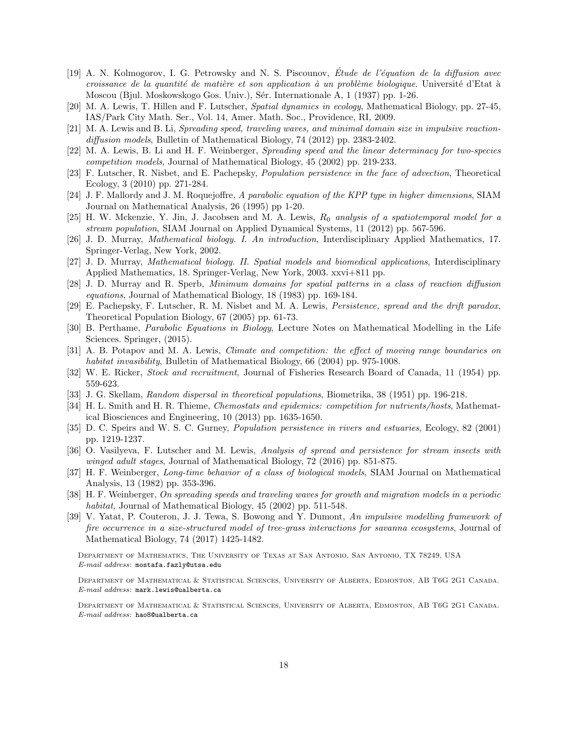[19] A. N. Kolmogorov, I. G. Petrowsky and N. S. Piscounov, *Étude de l'équation de la diffusion avec croissance de la quantité de matière et son application à un problème biologique*. Université d'Etat à Moscou (Bjul. Moskowskogo Gos. Univ.), Sér. Internationale A, 1 (1937) pp. 1-26.

[20] M. A. Lewis, T. Hillen and F. Lutscher, *Spatial dynamics in ecology*, Mathematical Biology, pp. 27-45, IAS/Park City Math. Ser., Vol. 14, Amer. Math. Soc., Providence, RI, 2009.

[21] M. A. Lewis and B. Li, *Spreading speed, traveling waves, and minimal domain size in impulsive reaction-diffusion models*, Bulletin of Mathematical Biology, 74 (2012) pp. 2383-2402.

[22] M. A. Lewis, B. Li and H. F. Weinberger, *Spreading speed and the linear determinacy for two-species competition models*, Journal of Mathematical Biology, 45 (2002) pp. 219-233.

[23] F. Lutscher, R. Nisbet, and E. Pachepsky, *Population persistence in the face of advection*, Theoretical Ecology, 3 (2010) pp. 271-284.

[24] J. F. Mallordy and J. M. Roquejoffre, *A parabolic equation of the KPP type in higher dimensions*, SIAM Journal on Mathematical Analysis, 26 (1995) pp 1-20.

[25] H. W. Mckenzie, Y. Jin, J. Jacobsen and M. A. Lewis, *$R_0$ analysis of a spatiotemporal model for a stream population*, SIAM Journal on Applied Dynamical Systems, 11 (2012) pp. 567-596.

[26] J. D. Murray, *Mathematical biology. I. An introduction*, Interdisciplinary Applied Mathematics, 17. Springer-Verlag, New York, 2002.

[27] J. D. Murray, *Mathematical biology. II. Spatial models and biomedical applications*, Interdisciplinary Applied Mathematics, 18. Springer-Verlag, New York, 2003. xxvi+811 pp.

[28] J. D. Murray and R. Sperb, *Minimum domains for spatial patterns in a class of reaction diffusion equations*, Journal of Mathematical Biology, 18 (1983) pp. 169-184.

[29] E. Pachepsky, F. Lutscher, R. M. Nisbet and M. A. Lewis, *Persistence, spread and the drift paradox*, Theoretical Population Biology, 67 (2005) pp. 61-73.

[30] B. Perthame, *Parabolic Equations in Biology*, Lecture Notes on Mathematical Modelling in the Life Sciences. Springer, (2015).

[31] A. B. Potapov and M. A. Lewis, *Climate and competition: the effect of moving range boundaries on habitat invasibility*, Bulletin of Mathematical Biology, 66 (2004) pp. 975-1008.

[32] W. E. Ricker, *Stock and recruitment*, Journal of Fisheries Research Board of Canada, 11 (1954) pp. 559-623.

[33] J. G. Skellam, *Random dispersal in theoretical populations*, Biometrika, 38 (1951) pp. 196-218.

[34] H. L. Smith and H. R. Thieme, *Chemostats and epidemics: competition for nutrients/hosts*, Mathematical Biosciences and Engineering, 10 (2013) pp. 1635-1650.

[35] D. C. Speirs and W. S. C. Gurney, *Population persistence in rivers and estuaries*, Ecology, 82 (2001) pp. 1219-1237.

[36] O. Vasilyeva, F. Lutscher and M. Lewis, *Analysis of spread and persistence for stream insects with winged adult stages*, Journal of Mathematical Biology, 72 (2016) pp. 851-875.

[37] H. F. Weinberger, *Long-time behavior of a class of biological models*, SIAM Journal on Mathematical Analysis, 13 (1982) pp. 353-396.

[38] H. F. Weinberger, *On spreading speeds and traveling waves for growth and migration models in a periodic habitat*, Journal of Mathematical Biology, 45 (2002) pp. 511-548.

[39] V. Yatat, P. Couteron, J. J. Tewa, S. Bowong and Y. Dumont, *An impulsive modelling framework of fire occurrence in a size-structured model of tree-grass interactions for savanna ecosystems*, Journal of Mathematical Biology, 74 (2017) 1425-1482.

Department of Mathematics, The University of Texas at San Antonio, San Antonio, TX 78249, USA
*E-mail address*: mostafa.fazly@utsa.edu

Department of Mathematical & Statistical Sciences, University of Alberta, Edmonton, AB T6G 2G1 Canada.
*E-mail address*: mark.lewis@ualberta.ca

Department of Mathematical & Statistical Sciences, University of Alberta, Edmonton, AB T6G 2G1 Canada.
*E-mail address*: hao8@ualberta.ca